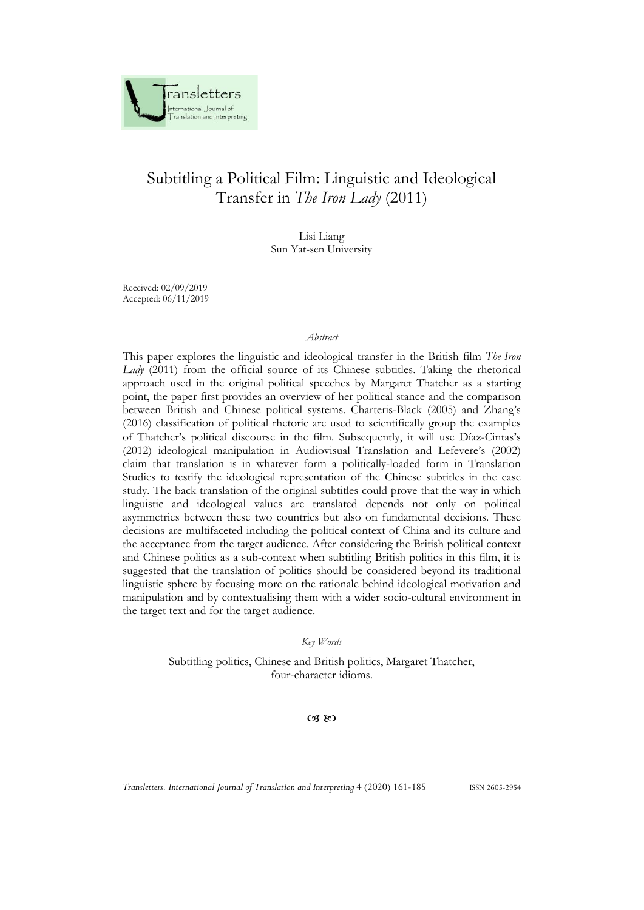# Subtitling a Political Film: Linguistic and Ideological Transfer in *The Iron Lady* (2011)

Lisi Liang
Sun Yat-sen University

Received: 02/09/2019
Accepted: 06/11/2019

*Abstract*

This paper explores the linguistic and ideological transfer in the British film *The Iron Lady* (2011) from the official source of its Chinese subtitles. Taking the rhetorical approach used in the original political speeches by Margaret Thatcher as a starting point, the paper first provides an overview of her political stance and the comparison between British and Chinese political systems. Charteris-Black (2005) and Zhang's (2016) classification of political rhetoric are used to scientifically group the examples of Thatcher's political discourse in the film. Subsequently, it will use Díaz-Cintas's (2012) ideological manipulation in Audiovisual Translation and Lefevere's (2002) claim that translation is in whatever form a politically-loaded form in Translation Studies to testify the ideological representation of the Chinese subtitles in the case study. The back translation of the original subtitles could prove that the way in which linguistic and ideological values are translated depends not only on political asymmetries between these two countries but also on fundamental decisions. These decisions are multifaceted including the political context of China and its culture and the acceptance from the target audience. After considering the British political context and Chinese politics as a sub-context when subtitling British politics in this film, it is suggested that the translation of politics should be considered beyond its traditional linguistic sphere by focusing more on the rationale behind ideological motivation and manipulation and by contextualising them with a wider socio-cultural environment in the target text and for the target audience.

*Key Words*

Subtitling politics, Chinese and British politics, Margaret Thatcher, four-character idioms.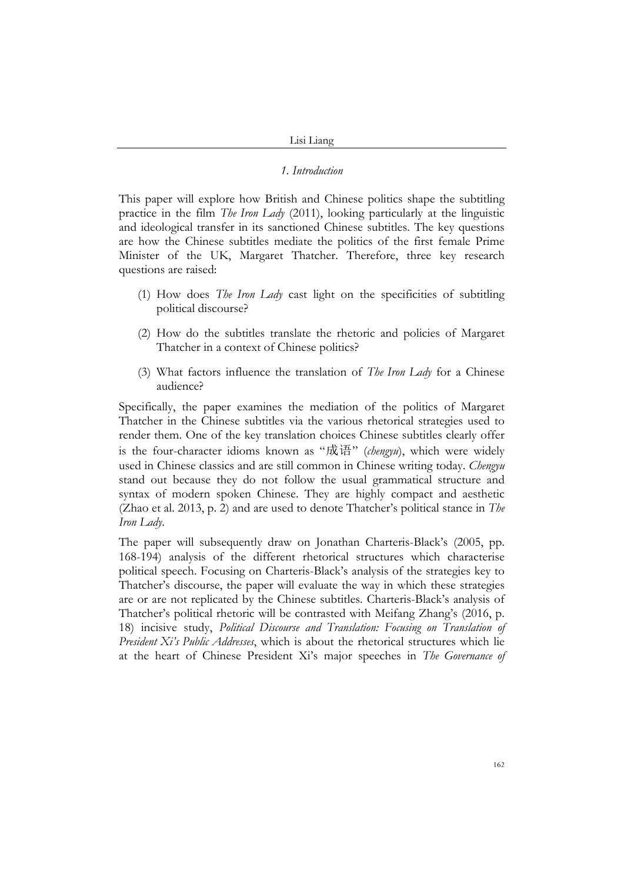### *1. Introduction*

This paper will explore how British and Chinese politics shape the subtitling practice in the film *The Iron Lady* (2011), looking particularly at the linguistic and ideological transfer in its sanctioned Chinese subtitles. The key questions are how the Chinese subtitles mediate the politics of the first female Prime Minister of the UK, Margaret Thatcher. Therefore, three key research questions are raised:

(1) How does *The Iron Lady* cast light on the specificities of subtitling political discourse?

(2) How do the subtitles translate the rhetoric and policies of Margaret Thatcher in a context of Chinese politics?

(3) What factors influence the translation of *The Iron Lady* for a Chinese audience?

Specifically, the paper examines the mediation of the politics of Margaret Thatcher in the Chinese subtitles via the various rhetorical strategies used to render them. One of the key translation choices Chinese subtitles clearly offer is the four-character idioms known as "成语" (*chengyu*), which were widely used in Chinese classics and are still common in Chinese writing today. *Chengyu* stand out because they do not follow the usual grammatical structure and syntax of modern spoken Chinese. They are highly compact and aesthetic (Zhao et al. 2013, p. 2) and are used to denote Thatcher's political stance in *The Iron Lady*.

The paper will subsequently draw on Jonathan Charteris-Black's (2005, pp. 168-194) analysis of the different rhetorical structures which characterise political speech. Focusing on Charteris-Black's analysis of the strategies key to Thatcher's discourse, the paper will evaluate the way in which these strategies are or are not replicated by the Chinese subtitles. Charteris-Black's analysis of Thatcher's political rhetoric will be contrasted with Meifang Zhang's (2016, p. 18) incisive study, *Political Discourse and Translation: Focusing on Translation of President Xi's Public Addresses*, which is about the rhetorical structures which lie at the heart of Chinese President Xi's major speeches in *The Governance of*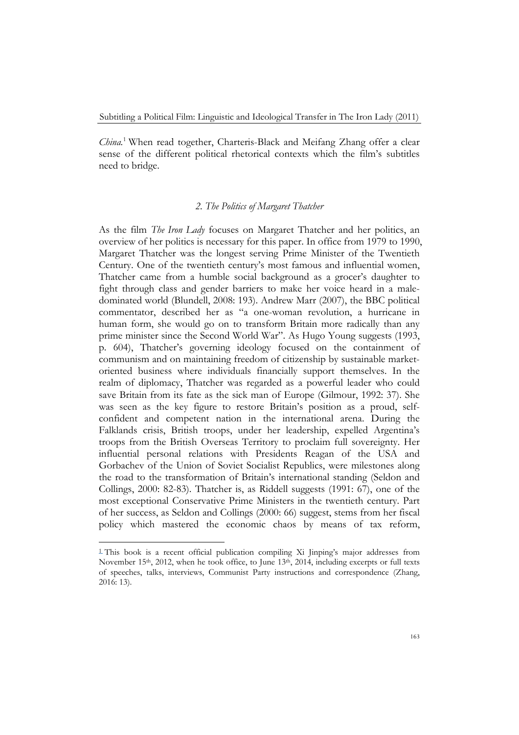*China*.[1] When read together, Charteris-Black and Meifang Zhang offer a clear sense of the different political rhetorical contexts which the film's subtitles need to bridge.

### *2. The Politics of Margaret Thatcher*

As the film *The Iron Lady* focuses on Margaret Thatcher and her politics, an overview of her politics is necessary for this paper. In office from 1979 to 1990, Margaret Thatcher was the longest serving Prime Minister of the Twentieth Century. One of the twentieth century's most famous and influential women, Thatcher came from a humble social background as a grocer's daughter to fight through class and gender barriers to make her voice heard in a male-dominated world (Blundell, 2008: 193). Andrew Marr (2007), the BBC political commentator, described her as "a one-woman revolution, a hurricane in human form, she would go on to transform Britain more radically than any prime minister since the Second World War". As Hugo Young suggests (1993, p. 604), Thatcher's governing ideology focused on the containment of communism and on maintaining freedom of citizenship by sustainable market-oriented business where individuals financially support themselves. In the realm of diplomacy, Thatcher was regarded as a powerful leader who could save Britain from its fate as the sick man of Europe (Gilmour, 1992: 37). She was seen as the key figure to restore Britain's position as a proud, self-confident and competent nation in the international arena. During the Falklands crisis, British troops, under her leadership, expelled Argentina's troops from the British Overseas Territory to proclaim full sovereignty. Her influential personal relations with Presidents Reagan of the USA and Gorbachev of the Union of Soviet Socialist Republics, were milestones along the road to the transformation of Britain's international standing (Seldon and Collings, 2000: 82-83). Thatcher is, as Riddell suggests (1991: 67), one of the most exceptional Conservative Prime Ministers in the twentieth century. Part of her success, as Seldon and Collings (2000: 66) suggest, stems from her fiscal policy which mastered the economic chaos by means of tax reform,

---

[1] This book is a recent official publication compiling Xi Jinping's major addresses from November 15th, 2012, when he took office, to June 13th, 2014, including excerpts or full texts of speeches, talks, interviews, Communist Party instructions and correspondence (Zhang, 2016: 13).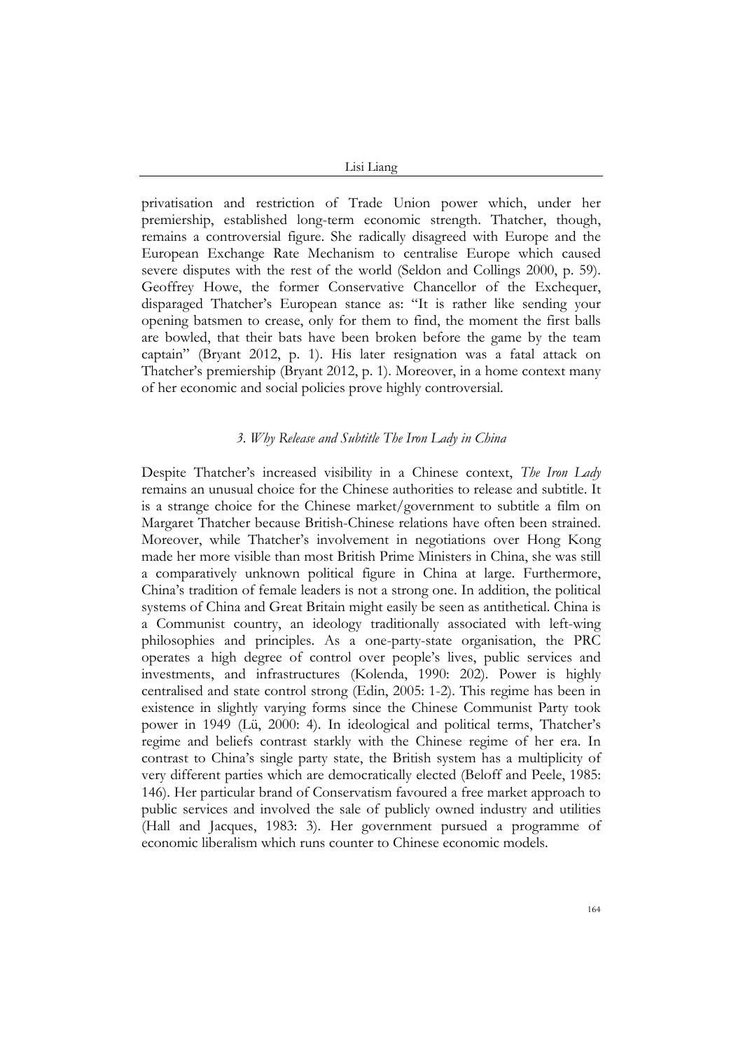privatisation and restriction of Trade Union power which, under her premiership, established long-term economic strength. Thatcher, though, remains a controversial figure. She radically disagreed with Europe and the European Exchange Rate Mechanism to centralise Europe which caused severe disputes with the rest of the world (Seldon and Collings 2000, p. 59). Geoffrey Howe, the former Conservative Chancellor of the Exchequer, disparaged Thatcher's European stance as: "It is rather like sending your opening batsmen to crease, only for them to find, the moment the first balls are bowled, that their bats have been broken before the game by the team captain" (Bryant 2012, p. 1). His later resignation was a fatal attack on Thatcher's premiership (Bryant 2012, p. 1). Moreover, in a home context many of her economic and social policies prove highly controversial.

### *3. Why Release and Subtitle The Iron Lady in China*

Despite Thatcher's increased visibility in a Chinese context, *The Iron Lady* remains an unusual choice for the Chinese authorities to release and subtitle. It is a strange choice for the Chinese market/government to subtitle a film on Margaret Thatcher because British-Chinese relations have often been strained. Moreover, while Thatcher's involvement in negotiations over Hong Kong made her more visible than most British Prime Ministers in China, she was still a comparatively unknown political figure in China at large. Furthermore, China's tradition of female leaders is not a strong one. In addition, the political systems of China and Great Britain might easily be seen as antithetical. China is a Communist country, an ideology traditionally associated with left-wing philosophies and principles. As a one-party-state organisation, the PRC operates a high degree of control over people's lives, public services and investments, and infrastructures (Kolenda, 1990: 202). Power is highly centralised and state control strong (Edin, 2005: 1-2). This regime has been in existence in slightly varying forms since the Chinese Communist Party took power in 1949 (Lü, 2000: 4). In ideological and political terms, Thatcher's regime and beliefs contrast starkly with the Chinese regime of her era. In contrast to China's single party state, the British system has a multiplicity of very different parties which are democratically elected (Beloff and Peele, 1985: 146). Her particular brand of Conservatism favoured a free market approach to public services and involved the sale of publicly owned industry and utilities (Hall and Jacques, 1983: 3). Her government pursued a programme of economic liberalism which runs counter to Chinese economic models.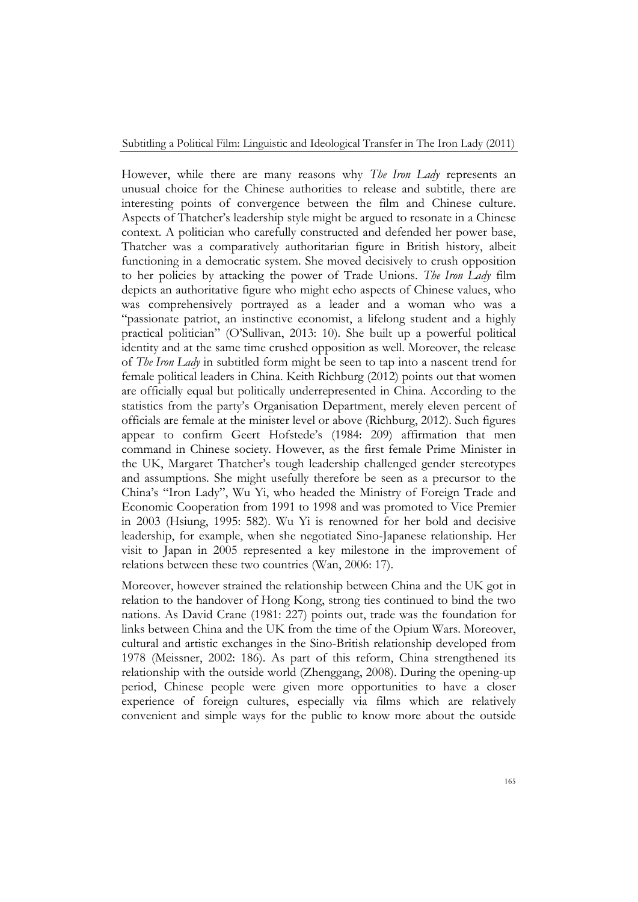However, while there are many reasons why *The Iron Lady* represents an unusual choice for the Chinese authorities to release and subtitle, there are interesting points of convergence between the film and Chinese culture. Aspects of Thatcher's leadership style might be argued to resonate in a Chinese context. A politician who carefully constructed and defended her power base, Thatcher was a comparatively authoritarian figure in British history, albeit functioning in a democratic system. She moved decisively to crush opposition to her policies by attacking the power of Trade Unions. *The Iron Lady* film depicts an authoritative figure who might echo aspects of Chinese values, who was comprehensively portrayed as a leader and a woman who was a "passionate patriot, an instinctive economist, a lifelong student and a highly practical politician" (O'Sullivan, 2013: 10). She built up a powerful political identity and at the same time crushed opposition as well. Moreover, the release of *The Iron Lady* in subtitled form might be seen to tap into a nascent trend for female political leaders in China. Keith Richburg (2012) points out that women are officially equal but politically underrepresented in China. According to the statistics from the party's Organisation Department, merely eleven percent of officials are female at the minister level or above (Richburg, 2012). Such figures appear to confirm Geert Hofstede's (1984: 209) affirmation that men command in Chinese society. However, as the first female Prime Minister in the UK, Margaret Thatcher's tough leadership challenged gender stereotypes and assumptions. She might usefully therefore be seen as a precursor to the China's "Iron Lady", Wu Yi, who headed the Ministry of Foreign Trade and Economic Cooperation from 1991 to 1998 and was promoted to Vice Premier in 2003 (Hsiung, 1995: 582). Wu Yi is renowned for her bold and decisive leadership, for example, when she negotiated Sino-Japanese relationship. Her visit to Japan in 2005 represented a key milestone in the improvement of relations between these two countries (Wan, 2006: 17).

Moreover, however strained the relationship between China and the UK got in relation to the handover of Hong Kong, strong ties continued to bind the two nations. As David Crane (1981: 227) points out, trade was the foundation for links between China and the UK from the time of the Opium Wars. Moreover, cultural and artistic exchanges in the Sino-British relationship developed from 1978 (Meissner, 2002: 186). As part of this reform, China strengthened its relationship with the outside world (Zhenggang, 2008). During the opening-up period, Chinese people were given more opportunities to have a closer experience of foreign cultures, especially via films which are relatively convenient and simple ways for the public to know more about the outside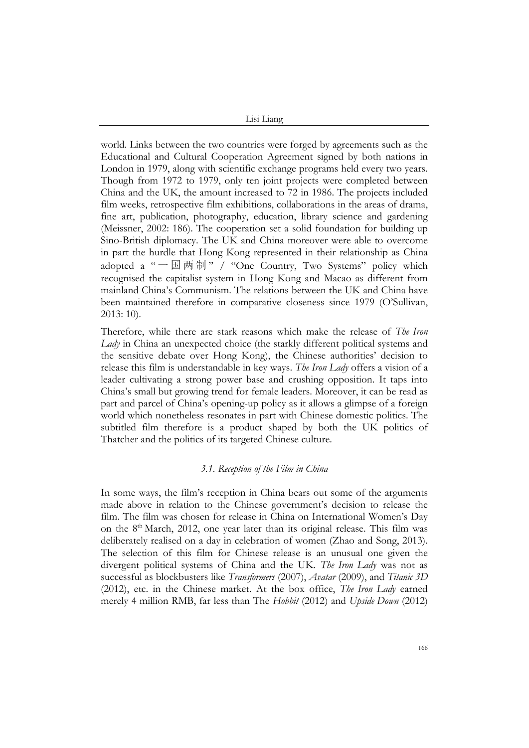world. Links between the two countries were forged by agreements such as the Educational and Cultural Cooperation Agreement signed by both nations in London in 1979, along with scientific exchange programs held every two years. Though from 1972 to 1979, only ten joint projects were completed between China and the UK, the amount increased to 72 in 1986. The projects included film weeks, retrospective film exhibitions, collaborations in the areas of drama, fine art, publication, photography, education, library science and gardening (Meissner, 2002: 186). The cooperation set a solid foundation for building up Sino-British diplomacy. The UK and China moreover were able to overcome in part the hurdle that Hong Kong represented in their relationship as China adopted a "一国两制" / "One Country, Two Systems" policy which recognised the capitalist system in Hong Kong and Macao as different from mainland China's Communism. The relations between the UK and China have been maintained therefore in comparative closeness since 1979 (O'Sullivan, 2013: 10).

Therefore, while there are stark reasons which make the release of *The Iron Lady* in China an unexpected choice (the starkly different political systems and the sensitive debate over Hong Kong), the Chinese authorities' decision to release this film is understandable in key ways. *The Iron Lady* offers a vision of a leader cultivating a strong power base and crushing opposition. It taps into China's small but growing trend for female leaders. Moreover, it can be read as part and parcel of China's opening-up policy as it allows a glimpse of a foreign world which nonetheless resonates in part with Chinese domestic politics. The subtitled film therefore is a product shaped by both the UK politics of Thatcher and the politics of its targeted Chinese culture.

### *3.1. Reception of the Film in China*

In some ways, the film's reception in China bears out some of the arguments made above in relation to the Chinese government's decision to release the film. The film was chosen for release in China on International Women's Day on the 8th March, 2012, one year later than its original release. This film was deliberately realised on a day in celebration of women (Zhao and Song, 2013). The selection of this film for Chinese release is an unusual one given the divergent political systems of China and the UK. *The Iron Lady* was not as successful as blockbusters like *Transformers* (2007), *Avatar* (2009), and *Titanic 3D* (2012), etc. in the Chinese market. At the box office, *The Iron Lady* earned merely 4 million RMB, far less than The *Hobbit* (2012) and *Upside Down* (2012)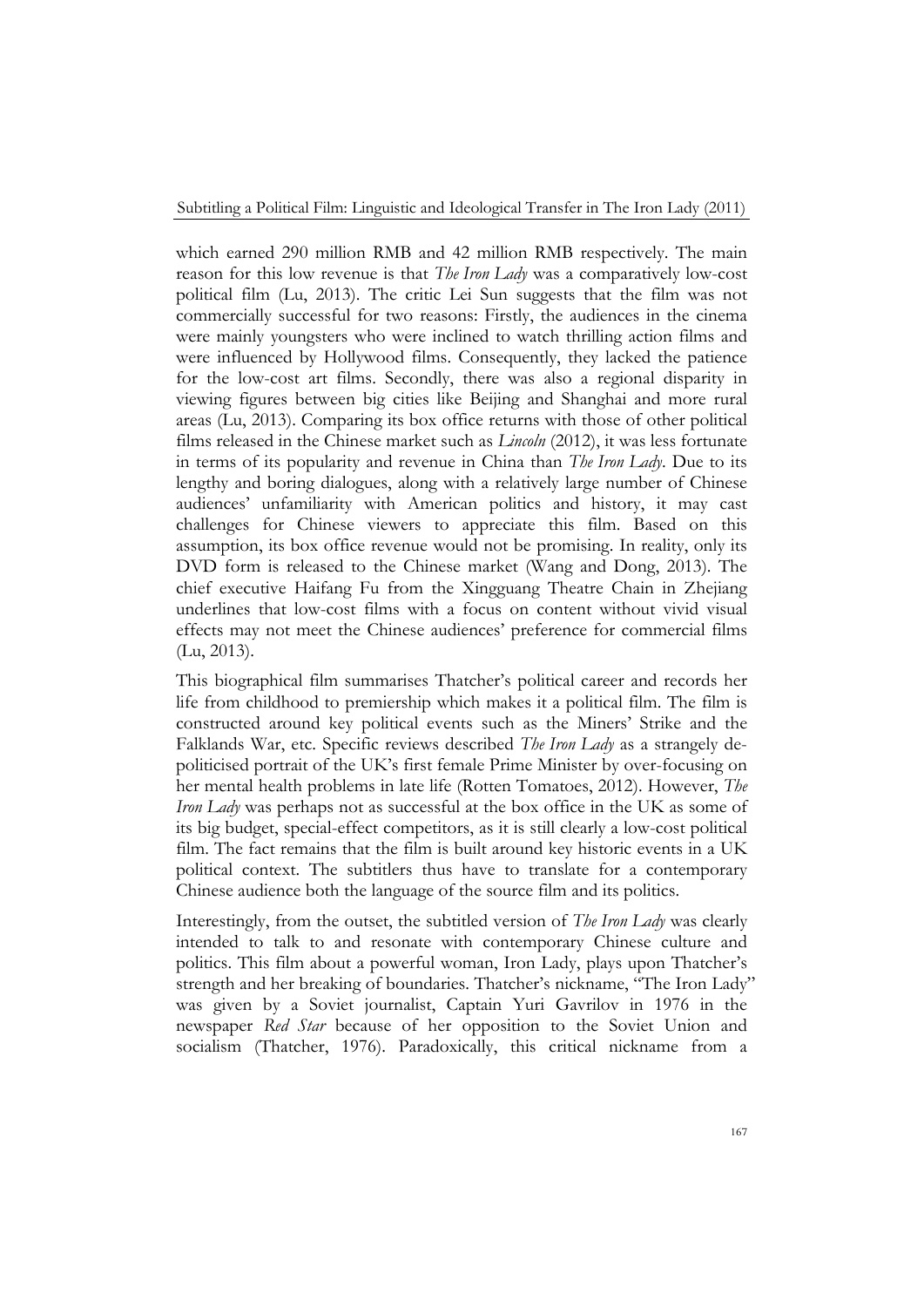which earned 290 million RMB and 42 million RMB respectively. The main reason for this low revenue is that *The Iron Lady* was a comparatively low-cost political film (Lu, 2013). The critic Lei Sun suggests that the film was not commercially successful for two reasons: Firstly, the audiences in the cinema were mainly youngsters who were inclined to watch thrilling action films and were influenced by Hollywood films. Consequently, they lacked the patience for the low-cost art films. Secondly, there was also a regional disparity in viewing figures between big cities like Beijing and Shanghai and more rural areas (Lu, 2013). Comparing its box office returns with those of other political films released in the Chinese market such as *Lincoln* (2012), it was less fortunate in terms of its popularity and revenue in China than *The Iron Lady*. Due to its lengthy and boring dialogues, along with a relatively large number of Chinese audiences' unfamiliarity with American politics and history, it may cast challenges for Chinese viewers to appreciate this film. Based on this assumption, its box office revenue would not be promising. In reality, only its DVD form is released to the Chinese market (Wang and Dong, 2013). The chief executive Haifang Fu from the Xingguang Theatre Chain in Zhejiang underlines that low-cost films with a focus on content without vivid visual effects may not meet the Chinese audiences' preference for commercial films (Lu, 2013).

This biographical film summarises Thatcher's political career and records her life from childhood to premiership which makes it a political film. The film is constructed around key political events such as the Miners' Strike and the Falklands War, etc. Specific reviews described *The Iron Lady* as a strangely de-politicised portrait of the UK's first female Prime Minister by over-focusing on her mental health problems in late life (Rotten Tomatoes, 2012). However, *The Iron Lady* was perhaps not as successful at the box office in the UK as some of its big budget, special-effect competitors, as it is still clearly a low-cost political film. The fact remains that the film is built around key historic events in a UK political context. The subtitlers thus have to translate for a contemporary Chinese audience both the language of the source film and its politics.

Interestingly, from the outset, the subtitled version of *The Iron Lady* was clearly intended to talk to and resonate with contemporary Chinese culture and politics. This film about a powerful woman, Iron Lady, plays upon Thatcher's strength and her breaking of boundaries. Thatcher's nickname, "The Iron Lady" was given by a Soviet journalist, Captain Yuri Gavrilov in 1976 in the newspaper *Red Star* because of her opposition to the Soviet Union and socialism (Thatcher, 1976). Paradoxically, this critical nickname from a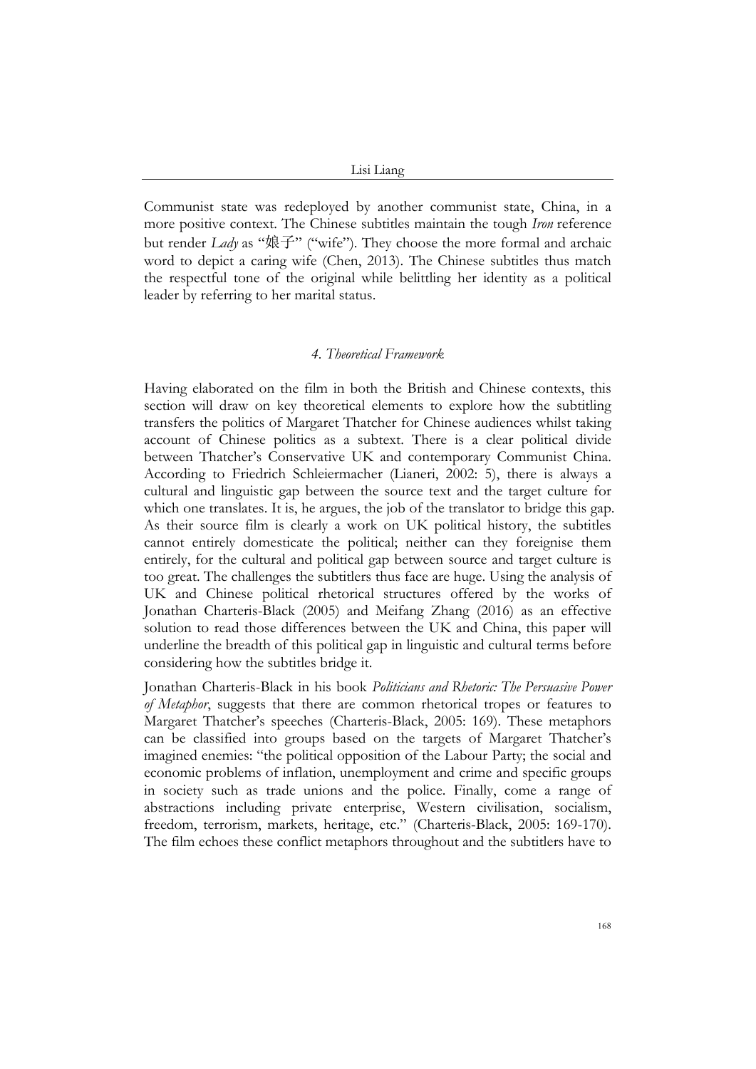Communist state was redeployed by another communist state, China, in a more positive context. The Chinese subtitles maintain the tough *Iron* reference but render *Lady* as "娘子" ("wife"). They choose the more formal and archaic word to depict a caring wife (Chen, 2013). The Chinese subtitles thus match the respectful tone of the original while belittling her identity as a political leader by referring to her marital status.

### *4. Theoretical Framework*

Having elaborated on the film in both the British and Chinese contexts, this section will draw on key theoretical elements to explore how the subtitling transfers the politics of Margaret Thatcher for Chinese audiences whilst taking account of Chinese politics as a subtext. There is a clear political divide between Thatcher's Conservative UK and contemporary Communist China. According to Friedrich Schleiermacher (Lianeri, 2002: 5), there is always a cultural and linguistic gap between the source text and the target culture for which one translates. It is, he argues, the job of the translator to bridge this gap. As their source film is clearly a work on UK political history, the subtitles cannot entirely domesticate the political; neither can they foreignise them entirely, for the cultural and political gap between source and target culture is too great. The challenges the subtitlers thus face are huge. Using the analysis of UK and Chinese political rhetorical structures offered by the works of Jonathan Charteris-Black (2005) and Meifang Zhang (2016) as an effective solution to read those differences between the UK and China, this paper will underline the breadth of this political gap in linguistic and cultural terms before considering how the subtitles bridge it.

Jonathan Charteris-Black in his book *Politicians and Rhetoric: The Persuasive Power of Metaphor*, suggests that there are common rhetorical tropes or features to Margaret Thatcher's speeches (Charteris-Black, 2005: 169). These metaphors can be classified into groups based on the targets of Margaret Thatcher's imagined enemies: "the political opposition of the Labour Party; the social and economic problems of inflation, unemployment and crime and specific groups in society such as trade unions and the police. Finally, come a range of abstractions including private enterprise, Western civilisation, socialism, freedom, terrorism, markets, heritage, etc." (Charteris-Black, 2005: 169-170). The film echoes these conflict metaphors throughout and the subtitlers have to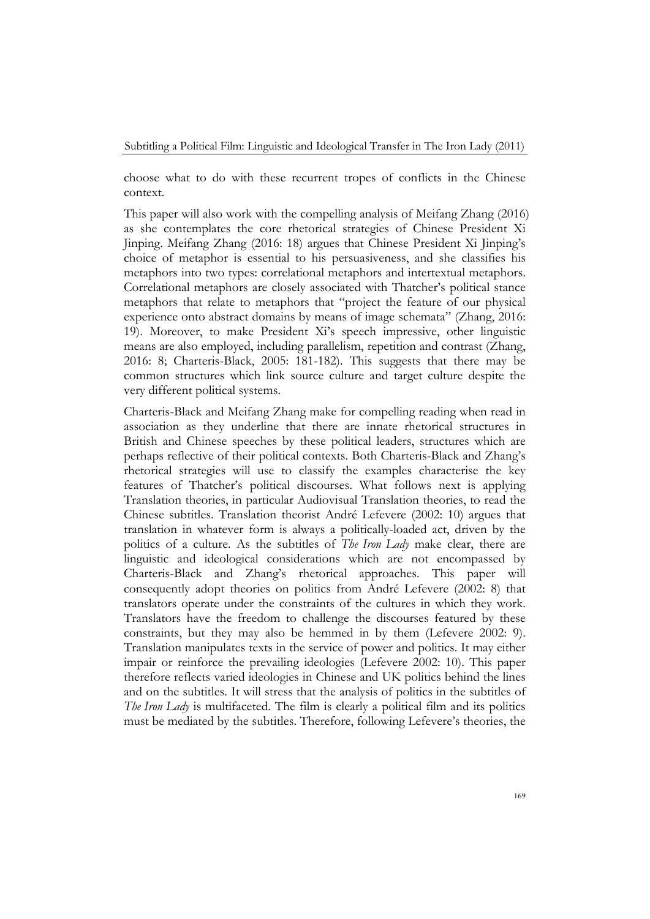choose what to do with these recurrent tropes of conflicts in the Chinese context.

This paper will also work with the compelling analysis of Meifang Zhang (2016) as she contemplates the core rhetorical strategies of Chinese President Xi Jinping. Meifang Zhang (2016: 18) argues that Chinese President Xi Jinping's choice of metaphor is essential to his persuasiveness, and she classifies his metaphors into two types: correlational metaphors and intertextual metaphors. Correlational metaphors are closely associated with Thatcher's political stance metaphors that relate to metaphors that "project the feature of our physical experience onto abstract domains by means of image schemata" (Zhang, 2016: 19). Moreover, to make President Xi's speech impressive, other linguistic means are also employed, including parallelism, repetition and contrast (Zhang, 2016: 8; Charteris-Black, 2005: 181-182). This suggests that there may be common structures which link source culture and target culture despite the very different political systems.

Charteris-Black and Meifang Zhang make for compelling reading when read in association as they underline that there are innate rhetorical structures in British and Chinese speeches by these political leaders, structures which are perhaps reflective of their political contexts. Both Charteris-Black and Zhang's rhetorical strategies will use to classify the examples characterise the key features of Thatcher's political discourses. What follows next is applying Translation theories, in particular Audiovisual Translation theories, to read the Chinese subtitles. Translation theorist André Lefevere (2002: 10) argues that translation in whatever form is always a politically-loaded act, driven by the politics of a culture. As the subtitles of *The Iron Lady* make clear, there are linguistic and ideological considerations which are not encompassed by Charteris-Black and Zhang's rhetorical approaches. This paper will consequently adopt theories on politics from André Lefevere (2002: 8) that translators operate under the constraints of the cultures in which they work. Translators have the freedom to challenge the discourses featured by these constraints, but they may also be hemmed in by them (Lefevere 2002: 9). Translation manipulates texts in the service of power and politics. It may either impair or reinforce the prevailing ideologies (Lefevere 2002: 10). This paper therefore reflects varied ideologies in Chinese and UK politics behind the lines and on the subtitles. It will stress that the analysis of politics in the subtitles of *The Iron Lady* is multifaceted. The film is clearly a political film and its politics must be mediated by the subtitles. Therefore, following Lefevere's theories, the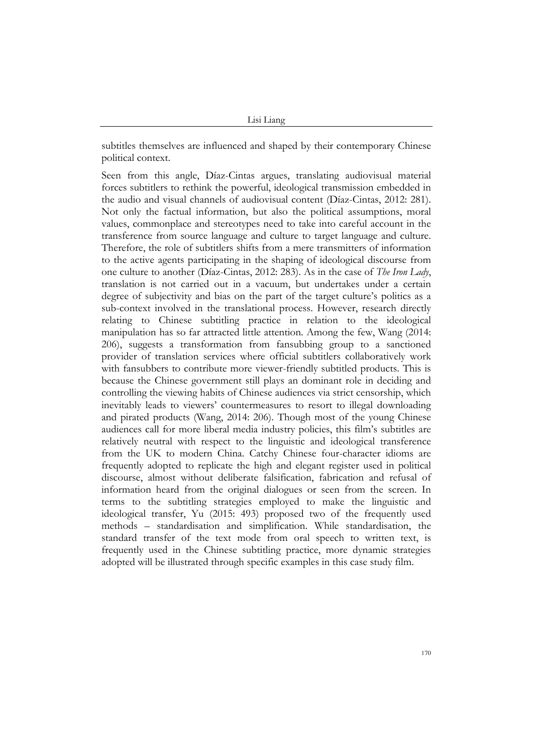subtitles themselves are influenced and shaped by their contemporary Chinese political context.

Seen from this angle, Díaz-Cintas argues, translating audiovisual material forces subtitlers to rethink the powerful, ideological transmission embedded in the audio and visual channels of audiovisual content (Díaz-Cintas, 2012: 281). Not only the factual information, but also the political assumptions, moral values, commonplace and stereotypes need to take into careful account in the transference from source language and culture to target language and culture. Therefore, the role of subtitlers shifts from a mere transmitters of information to the active agents participating in the shaping of ideological discourse from one culture to another (Díaz-Cintas, 2012: 283). As in the case of *The Iron Lady*, translation is not carried out in a vacuum, but undertakes under a certain degree of subjectivity and bias on the part of the target culture's politics as a sub-context involved in the translational process. However, research directly relating to Chinese subtitling practice in relation to the ideological manipulation has so far attracted little attention. Among the few, Wang (2014: 206), suggests a transformation from fansubbing group to a sanctioned provider of translation services where official subtitlers collaboratively work with fansubbers to contribute more viewer-friendly subtitled products. This is because the Chinese government still plays an dominant role in deciding and controlling the viewing habits of Chinese audiences via strict censorship, which inevitably leads to viewers' countermeasures to resort to illegal downloading and pirated products (Wang, 2014: 206). Though most of the young Chinese audiences call for more liberal media industry policies, this film's subtitles are relatively neutral with respect to the linguistic and ideological transference from the UK to modern China. Catchy Chinese four-character idioms are frequently adopted to replicate the high and elegant register used in political discourse, almost without deliberate falsification, fabrication and refusal of information heard from the original dialogues or seen from the screen. In terms to the subtitling strategies employed to make the linguistic and ideological transfer, Yu (2015: 493) proposed two of the frequently used methods – standardisation and simplification. While standardisation, the standard transfer of the text mode from oral speech to written text, is frequently used in the Chinese subtitling practice, more dynamic strategies adopted will be illustrated through specific examples in this case study film.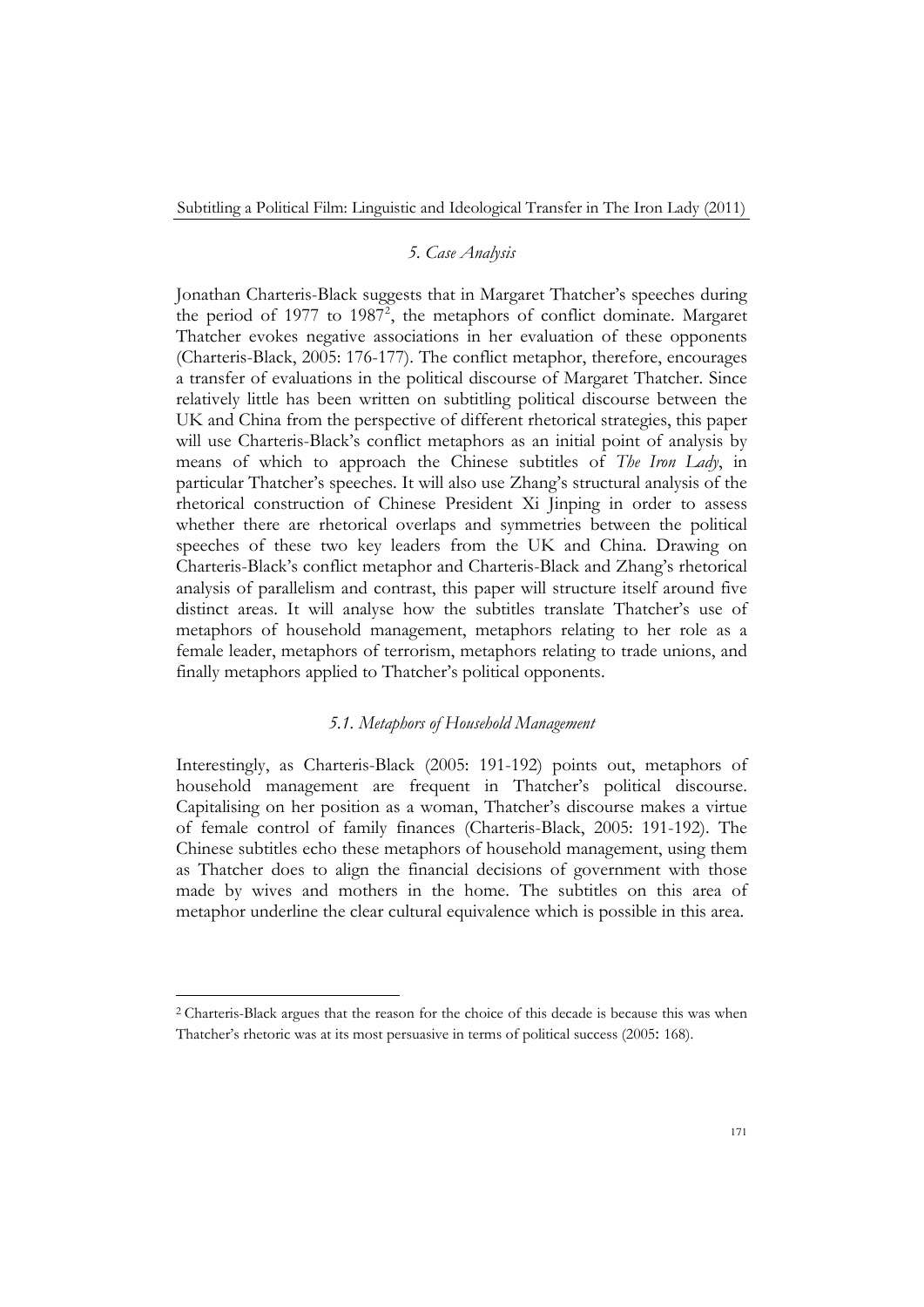## *5. Case Analysis*

Jonathan Charteris-Black suggests that in Margaret Thatcher's speeches during the period of 1977 to 1987[2], the metaphors of conflict dominate. Margaret Thatcher evokes negative associations in her evaluation of these opponents (Charteris-Black, 2005: 176-177). The conflict metaphor, therefore, encourages a transfer of evaluations in the political discourse of Margaret Thatcher. Since relatively little has been written on subtitling political discourse between the UK and China from the perspective of different rhetorical strategies, this paper will use Charteris-Black's conflict metaphors as an initial point of analysis by means of which to approach the Chinese subtitles of *The Iron Lady*, in particular Thatcher's speeches. It will also use Zhang's structural analysis of the rhetorical construction of Chinese President Xi Jinping in order to assess whether there are rhetorical overlaps and symmetries between the political speeches of these two key leaders from the UK and China. Drawing on Charteris-Black's conflict metaphor and Charteris-Black and Zhang's rhetorical analysis of parallelism and contrast, this paper will structure itself around five distinct areas. It will analyse how the subtitles translate Thatcher's use of metaphors of household management, metaphors relating to her role as a female leader, metaphors of terrorism, metaphors relating to trade unions, and finally metaphors applied to Thatcher's political opponents.

### *5.1. Metaphors of Household Management*

Interestingly, as Charteris-Black (2005: 191-192) points out, metaphors of household management are frequent in Thatcher's political discourse. Capitalising on her position as a woman, Thatcher's discourse makes a virtue of female control of family finances (Charteris-Black, 2005: 191-192). The Chinese subtitles echo these metaphors of household management, using them as Thatcher does to align the financial decisions of government with those made by wives and mothers in the home. The subtitles on this area of metaphor underline the clear cultural equivalence which is possible in this area.

---

[2] Charteris-Black argues that the reason for the choice of this decade is because this was when Thatcher's rhetoric was at its most persuasive in terms of political success (2005: 168).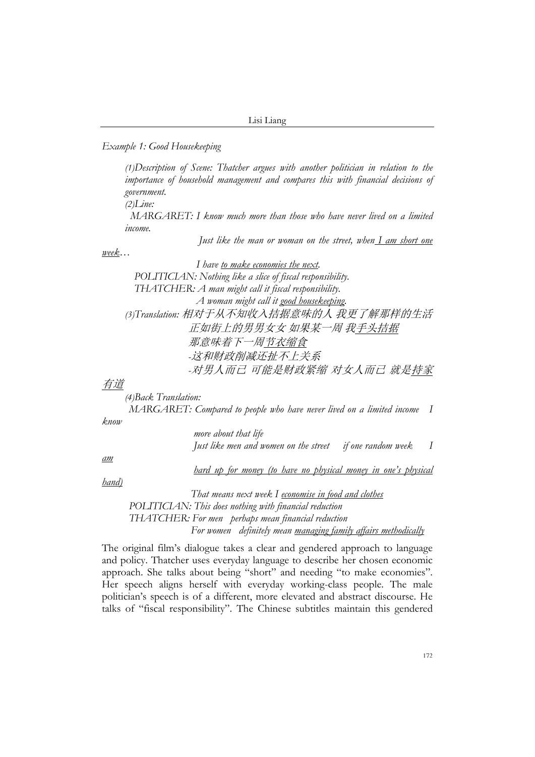*Example 1: Good Housekeeping*

> *(1)Description of Scene: Thatcher argues with another politician in relation to the importance of household management and compares this with financial decisions of government.*
>
> *(2)Line:*
>
> *MARGARET: I know much more than those who have never lived on a limited income.*
>
> *Just like the man or woman on the street, when <u>I am short one week</u>…*
>
> *I have <u>to make economies the next</u>.*
>
> *POLITICIAN: Nothing like a slice of fiscal responsibility.*
>
> *THATCHER: A man might call it fiscal responsibility.*
>
> *A woman might call it <u>good housekeeping</u>.*
>
> *(3)Translation: 相对于从不知收入拮据意味的人 我更了解那样的生活*
>
> *正如街上的男男女女 如果某一周 我<u>手头拮据</u>*
>
> *那意味着下一周<u>节衣缩食</u>*
>
> *-这和财政削减还扯不上关系*
>
> *-对男人而已 可能是财政紧缩 对女人而已 就是<u>持家有道</u>*
>
> *(4)Back Translation:*
>
> *MARGARET: Compared to people who have never lived on a limited income I know*
>
> *more about that life*
>
> *Just like men and women on the street if one random week I <u>am</u>*
>
> *<u>hard up for money (to have no physical money in one's physical hand)</u>*
>
> *That means next week I <u>economise in food and clothes</u>*
>
> *POLITICIAN: This does nothing with financial reduction*
>
> *THATCHER: For men perhaps mean financial reduction*
>
> *For women definitely mean <u>managing family affairs methodically</u>*

The original film's dialogue takes a clear and gendered approach to language and policy. Thatcher uses everyday language to describe her chosen economic approach. She talks about being "short" and needing "to make economies". Her speech aligns herself with everyday working-class people. The male politician's speech is of a different, more elevated and abstract discourse. He talks of "fiscal responsibility". The Chinese subtitles maintain this gendered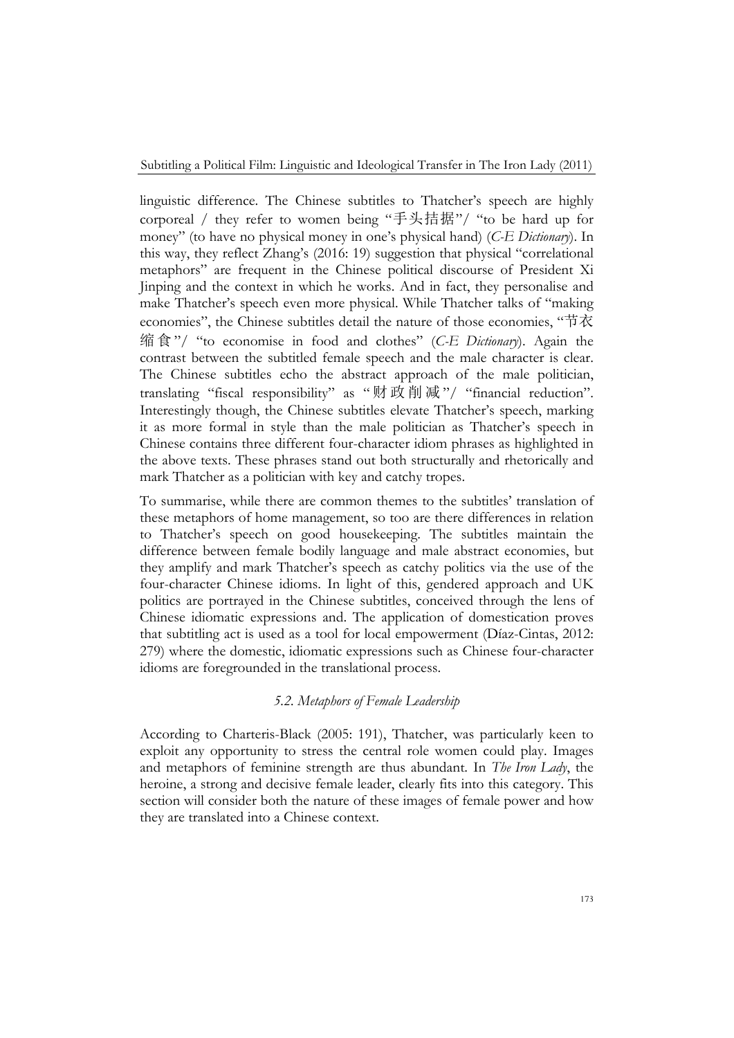linguistic difference. The Chinese subtitles to Thatcher's speech are highly corporeal / they refer to women being "手头拮据"/ "to be hard up for money" (to have no physical money in one's physical hand) (*C-E Dictionary*). In this way, they reflect Zhang's (2016: 19) suggestion that physical "correlational metaphors" are frequent in the Chinese political discourse of President Xi Jinping and the context in which he works. And in fact, they personalise and make Thatcher's speech even more physical. While Thatcher talks of "making economies", the Chinese subtitles detail the nature of those economies, "节衣缩食"/ "to economise in food and clothes" (*C-E Dictionary*). Again the contrast between the subtitled female speech and the male character is clear. The Chinese subtitles echo the abstract approach of the male politician, translating "fiscal responsibility" as "财政削减"/ "financial reduction". Interestingly though, the Chinese subtitles elevate Thatcher's speech, marking it as more formal in style than the male politician as Thatcher's speech in Chinese contains three different four-character idiom phrases as highlighted in the above texts. These phrases stand out both structurally and rhetorically and mark Thatcher as a politician with key and catchy tropes.

To summarise, while there are common themes to the subtitles' translation of these metaphors of home management, so too are there differences in relation to Thatcher's speech on good housekeeping. The subtitles maintain the difference between female bodily language and male abstract economies, but they amplify and mark Thatcher's speech as catchy politics via the use of the four-character Chinese idioms. In light of this, gendered approach and UK politics are portrayed in the Chinese subtitles, conceived through the lens of Chinese idiomatic expressions and. The application of domestication proves that subtitling act is used as a tool for local empowerment (Díaz-Cintas, 2012: 279) where the domestic, idiomatic expressions such as Chinese four-character idioms are foregrounded in the translational process.

### *5.2. Metaphors of Female Leadership*

According to Charteris-Black (2005: 191), Thatcher, was particularly keen to exploit any opportunity to stress the central role women could play. Images and metaphors of feminine strength are thus abundant. In *The Iron Lady*, the heroine, a strong and decisive female leader, clearly fits into this category. This section will consider both the nature of these images of female power and how they are translated into a Chinese context.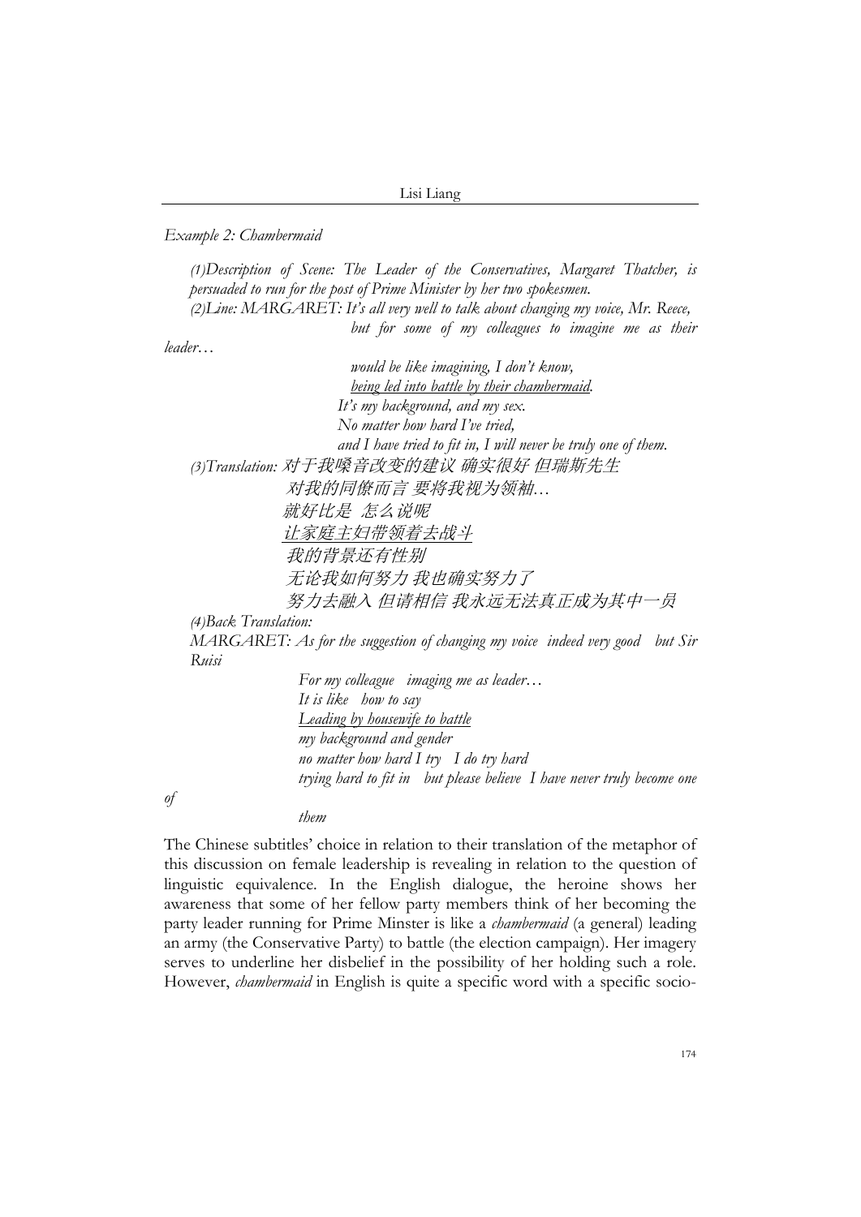*Example 2: Chambermaid*

*(1)Description of Scene: The Leader of the Conservatives, Margaret Thatcher, is persuaded to run for the post of Prime Minister by her two spokesmen.*

*(2)Line: MARGARET: It's all very well to talk about changing my voice, Mr. Reece,*
*but for some of my colleagues to imagine me as their leader…*
*would be like imagining, I don't know,*
*<u>being led into battle by their chambermaid</u>.*
*It's my background, and my sex.*
*No matter how hard I've tried,*
*and I have tried to fit in, I will never be truly one of them.*

*(3)Translation:* *对于我嗓音改变的建议 确实很好 但瑞斯先生*
*对我的同僚而言 要将我视为领袖…*
*就好比是 怎么说呢*
*<u>让家庭主妇带领着去战斗</u>*
*我的背景还有性别*
*无论我如何努力 我也确实努力了*
*努力去融入 但请相信 我永远无法真正成为其中一员*

*(4)Back Translation:*
*MARGARET: As for the suggestion of changing my voice indeed very good but Sir Ruisi*
*For my colleague imaging me as leader…*
*It is like how to say*
*<u>Leading by housewife to battle</u>*
*my background and gender*
*no matter how hard I try I do try hard*
*trying hard to fit in but please believe I have never truly become one of them*

The Chinese subtitles' choice in relation to their translation of the metaphor of this discussion on female leadership is revealing in relation to the question of linguistic equivalence. In the English dialogue, the heroine shows her awareness that some of her fellow party members think of her becoming the party leader running for Prime Minster is like a *chambermaid* (a general) leading an army (the Conservative Party) to battle (the election campaign). Her imagery serves to underline her disbelief in the possibility of her holding such a role. However, *chambermaid* in English is quite a specific word with a specific socio-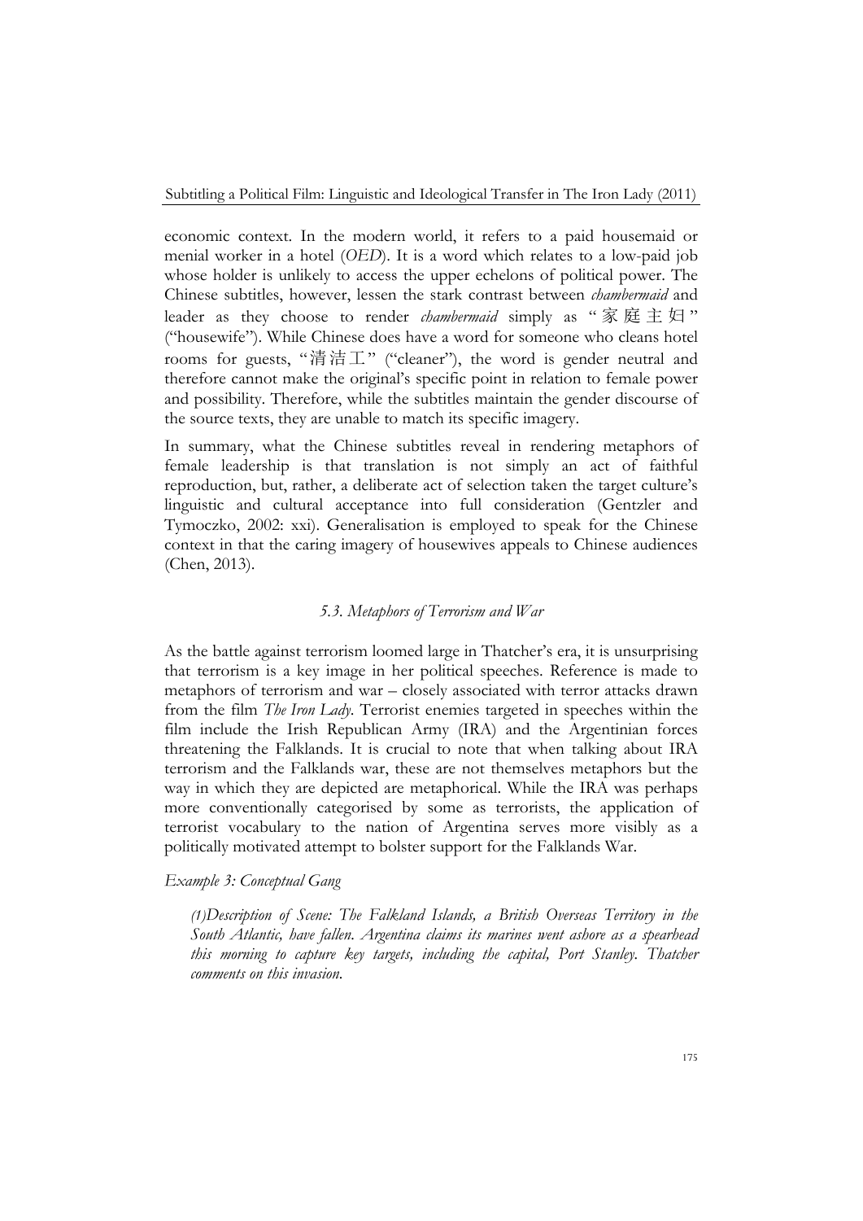economic context. In the modern world, it refers to a paid housemaid or menial worker in a hotel (*OED*). It is a word which relates to a low-paid job whose holder is unlikely to access the upper echelons of political power. The Chinese subtitles, however, lessen the stark contrast between *chambermaid* and leader as they choose to render *chambermaid* simply as "家庭主妇" ("housewife"). While Chinese does have a word for someone who cleans hotel rooms for guests, "清洁工" ("cleaner"), the word is gender neutral and therefore cannot make the original's specific point in relation to female power and possibility. Therefore, while the subtitles maintain the gender discourse of the source texts, they are unable to match its specific imagery.

In summary, what the Chinese subtitles reveal in rendering metaphors of female leadership is that translation is not simply an act of faithful reproduction, but, rather, a deliberate act of selection taken the target culture's linguistic and cultural acceptance into full consideration (Gentzler and Tymoczko, 2002: xxi). Generalisation is employed to speak for the Chinese context in that the caring imagery of housewives appeals to Chinese audiences (Chen, 2013).

### *5.3. Metaphors of Terrorism and War*

As the battle against terrorism loomed large in Thatcher's era, it is unsurprising that terrorism is a key image in her political speeches. Reference is made to metaphors of terrorism and war – closely associated with terror attacks drawn from the film *The Iron Lady*. Terrorist enemies targeted in speeches within the film include the Irish Republican Army (IRA) and the Argentinian forces threatening the Falklands. It is crucial to note that when talking about IRA terrorism and the Falklands war, these are not themselves metaphors but the way in which they are depicted are metaphorical. While the IRA was perhaps more conventionally categorised by some as terrorists, the application of terrorist vocabulary to the nation of Argentina serves more visibly as a politically motivated attempt to bolster support for the Falklands War.

*Example 3: Conceptual Gang*

*(1)Description of Scene: The Falkland Islands, a British Overseas Territory in the South Atlantic, have fallen. Argentina claims its marines went ashore as a spearhead this morning to capture key targets, including the capital, Port Stanley. Thatcher comments on this invasion.*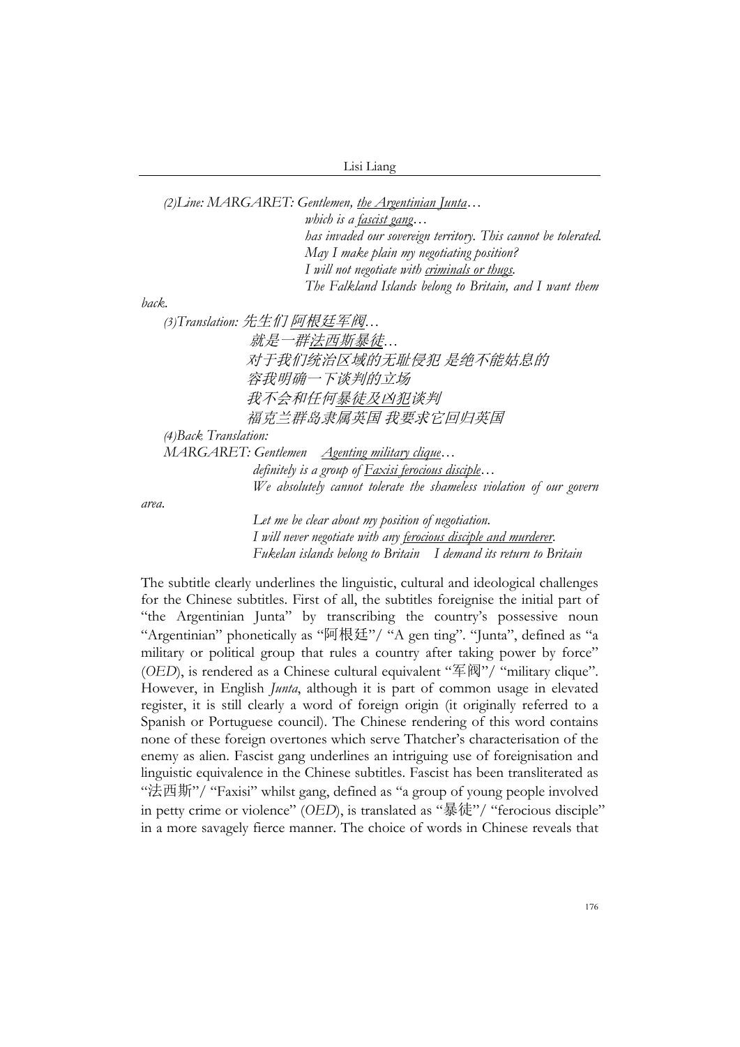*(2)Line: MARGARET: Gentlemen, <u>the Argentinian Junta</u>…*
*which is a <u>fascist gang</u>…*
*has invaded our sovereign territory. This cannot be tolerated.*
*May I make plain my negotiating position?*
*I will not negotiate with <u>criminals or thugs</u>.*
*The Falkland Islands belong to Britain, and I want them back.*

*(3)Translation: 先生们 <u>阿根廷军阀</u>…*
*就是一群<u>法西斯暴徒</u>…*
*对于我们统治区域的无耻侵犯 是绝不能姑息的*
*容我明确一下谈判的立场*
*我不会和任何<u>暴徒及凶犯</u>谈判*
*福克兰群岛隶属英国 我要求它回归英国*

*(4)Back Translation:*
*MARGARET: Gentlemen <u>Agenting military clique</u>…*
*definitely is a group of <u>Faxisi ferocious disciple</u>…*
*We absolutely cannot tolerate the shameless violation of our govern area.*
*Let me be clear about my position of negotiation.*
*I will never negotiate with any <u>ferocious disciple and murderer</u>.*
*Fukelan islands belong to Britain I demand its return to Britain*

The subtitle clearly underlines the linguistic, cultural and ideological challenges for the Chinese subtitles. First of all, the subtitles foreignise the initial part of "the Argentinian Junta" by transcribing the country's possessive noun "Argentinian" phonetically as "阿根廷"/ "A gen ting". "Junta", defined as "a military or political group that rules a country after taking power by force" (*OED*), is rendered as a Chinese cultural equivalent "军阀"/ "military clique". However, in English *Junta*, although it is part of common usage in elevated register, it is still clearly a word of foreign origin (it originally referred to a Spanish or Portuguese council). The Chinese rendering of this word contains none of these foreign overtones which serve Thatcher's characterisation of the enemy as alien. Fascist gang underlines an intriguing use of foreignisation and linguistic equivalence in the Chinese subtitles. Fascist has been transliterated as "法西斯"/ "Faxisi" whilst gang, defined as "a group of young people involved in petty crime or violence" (*OED*), is translated as "暴徒"/ "ferocious disciple" in a more savagely fierce manner. The choice of words in Chinese reveals that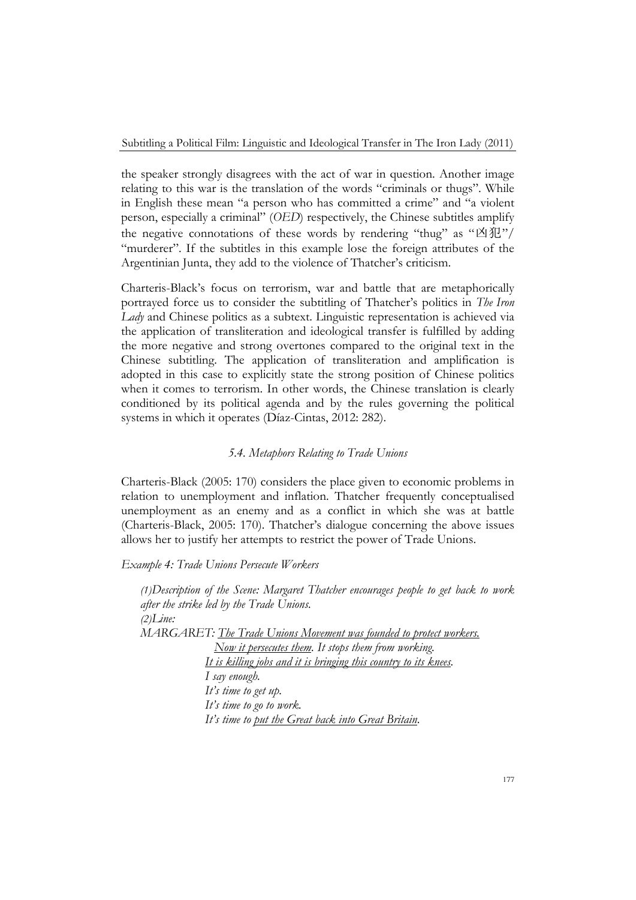the speaker strongly disagrees with the act of war in question. Another image relating to this war is the translation of the words "criminals or thugs". While in English these mean "a person who has committed a crime" and "a violent person, especially a criminal" (*OED*) respectively, the Chinese subtitles amplify the negative connotations of these words by rendering "thug" as "凶犯"/ "murderer". If the subtitles in this example lose the foreign attributes of the Argentinian Junta, they add to the violence of Thatcher's criticism.

Charteris-Black's focus on terrorism, war and battle that are metaphorically portrayed force us to consider the subtitling of Thatcher's politics in *The Iron Lady* and Chinese politics as a subtext. Linguistic representation is achieved via the application of transliteration and ideological transfer is fulfilled by adding the more negative and strong overtones compared to the original text in the Chinese subtitling. The application of transliteration and amplification is adopted in this case to explicitly state the strong position of Chinese politics when it comes to terrorism. In other words, the Chinese translation is clearly conditioned by its political agenda and by the rules governing the political systems in which it operates (Díaz-Cintas, 2012: 282).

### *5.4. Metaphors Relating to Trade Unions*

Charteris-Black (2005: 170) considers the place given to economic problems in relation to unemployment and inflation. Thatcher frequently conceptualised unemployment as an enemy and as a conflict in which she was at battle (Charteris-Black, 2005: 170). Thatcher's dialogue concerning the above issues allows her to justify her attempts to restrict the power of Trade Unions.

*Example 4: Trade Unions Persecute Workers*

> *(1)Description of the Scene: Margaret Thatcher encourages people to get back to work after the strike led by the Trade Unions.*
> *(2)Line:*
> *MARGARET: <u>The Trade Unions Movement was founded to protect workers.</u>*
> *<u>Now it persecutes them</u>. It stops them from working.*
> *<u>It is killing jobs and it is bringing this country to its knees</u>.*
> *I say enough.*
> *It's time to get up.*
> *It's time to go to work.*
> *It's time to <u>put the Great back into Great Britain</u>.*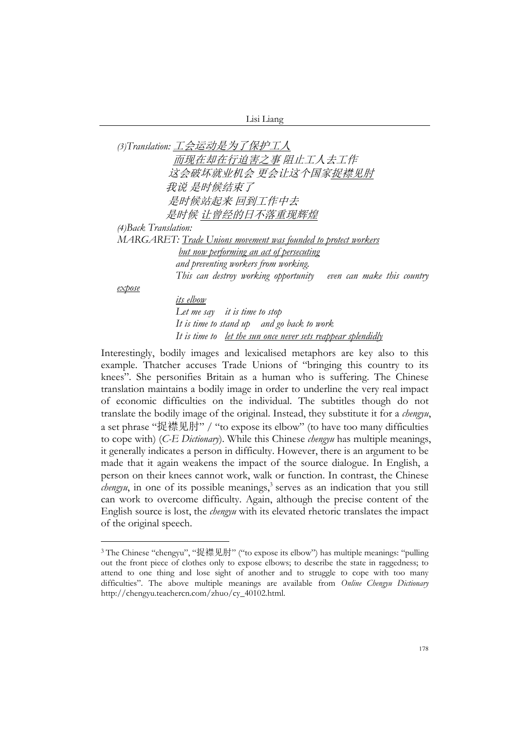*(3)Translation:* *工会运动是为了保护工人*
*而现在却在行迫害之事 阻止工人去工作*
*这会破坏就业机会 更会让这个国家捉襟见肘*
*我说 是时候结束了*
*是时候站起来 回到工作中去*
*是时候 让曾经的日不落重现辉煌*

*(4)Back Translation:*
*MARGARET: Trade Unions movement was founded to protect workers*
*but now performing an act of persecuting*
*and preventing workers from working.*
*This can destroy working opportunity even can make this country expose*
*its elbow*
*Let me say it is time to stop*
*It is time to stand up and go back to work*
*It is time to let the sun once never sets reappear splendidly*

Interestingly, bodily images and lexicalised metaphors are key also to this example. Thatcher accuses Trade Unions of "bringing this country to its knees". She personifies Britain as a human who is suffering. The Chinese translation maintains a bodily image in order to underline the very real impact of economic difficulties on the individual. The subtitles though do not translate the bodily image of the original. Instead, they substitute it for a *chengyu*, a set phrase "捉襟见肘" / "to expose its elbow" (to have too many difficulties to cope with) (*C-E Dictionary*). While this Chinese *chengyu* has multiple meanings, it generally indicates a person in difficulty. However, there is an argument to be made that it again weakens the impact of the source dialogue. In English, a person on their knees cannot work, walk or function. In contrast, the Chinese *chengyu*, in one of its possible meanings,[3] serves as an indication that you still can work to overcome difficulty. Again, although the precise content of the English source is lost, the *chengyu* with its elevated rhetoric translates the impact of the original speech.

[3] The Chinese "chengyu", "捉襟见肘" ("to expose its elbow") has multiple meanings: "pulling out the front piece of clothes only to expose elbows; to describe the state in raggedness; to attend to one thing and lose sight of another and to struggle to cope with too many difficulties". The above multiple meanings are available from *Online Chengyu Dictionary* http://chengyu.teachercn.com/zhuo/cy_40102.html.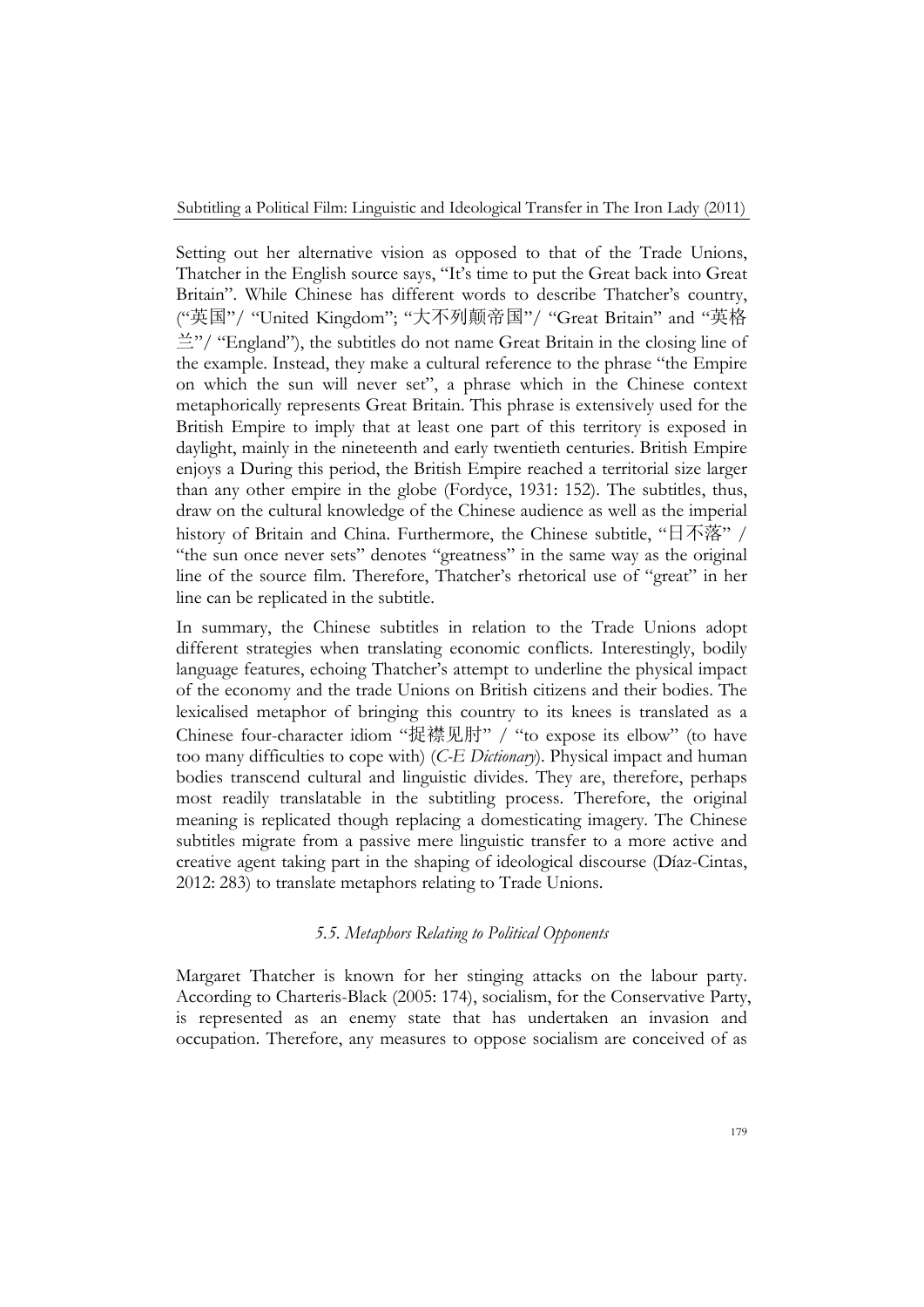Setting out her alternative vision as opposed to that of the Trade Unions, Thatcher in the English source says, "It's time to put the Great back into Great Britain". While Chinese has different words to describe Thatcher's country, ("英国"/ "United Kingdom"; "大不列颠帝国"/ "Great Britain" and "英格兰"/ "England"), the subtitles do not name Great Britain in the closing line of the example. Instead, they make a cultural reference to the phrase "the Empire on which the sun will never set", a phrase which in the Chinese context metaphorically represents Great Britain. This phrase is extensively used for the British Empire to imply that at least one part of this territory is exposed in daylight, mainly in the nineteenth and early twentieth centuries. British Empire enjoys a During this period, the British Empire reached a territorial size larger than any other empire in the globe (Fordyce, 1931: 152). The subtitles, thus, draw on the cultural knowledge of the Chinese audience as well as the imperial history of Britain and China. Furthermore, the Chinese subtitle, "日不落" / "the sun once never sets" denotes "greatness" in the same way as the original line of the source film. Therefore, Thatcher's rhetorical use of "great" in her line can be replicated in the subtitle.

In summary, the Chinese subtitles in relation to the Trade Unions adopt different strategies when translating economic conflicts. Interestingly, bodily language features, echoing Thatcher's attempt to underline the physical impact of the economy and the trade Unions on British citizens and their bodies. The lexicalised metaphor of bringing this country to its knees is translated as a Chinese four-character idiom "捉襟见肘" / "to expose its elbow" (to have too many difficulties to cope with) (*C-E Dictionary*). Physical impact and human bodies transcend cultural and linguistic divides. They are, therefore, perhaps most readily translatable in the subtitling process. Therefore, the original meaning is replicated though replacing a domesticating imagery. The Chinese subtitles migrate from a passive mere linguistic transfer to a more active and creative agent taking part in the shaping of ideological discourse (Díaz-Cintas, 2012: 283) to translate metaphors relating to Trade Unions.

### *5.5. Metaphors Relating to Political Opponents*

Margaret Thatcher is known for her stinging attacks on the labour party. According to Charteris-Black (2005: 174), socialism, for the Conservative Party, is represented as an enemy state that has undertaken an invasion and occupation. Therefore, any measures to oppose socialism are conceived of as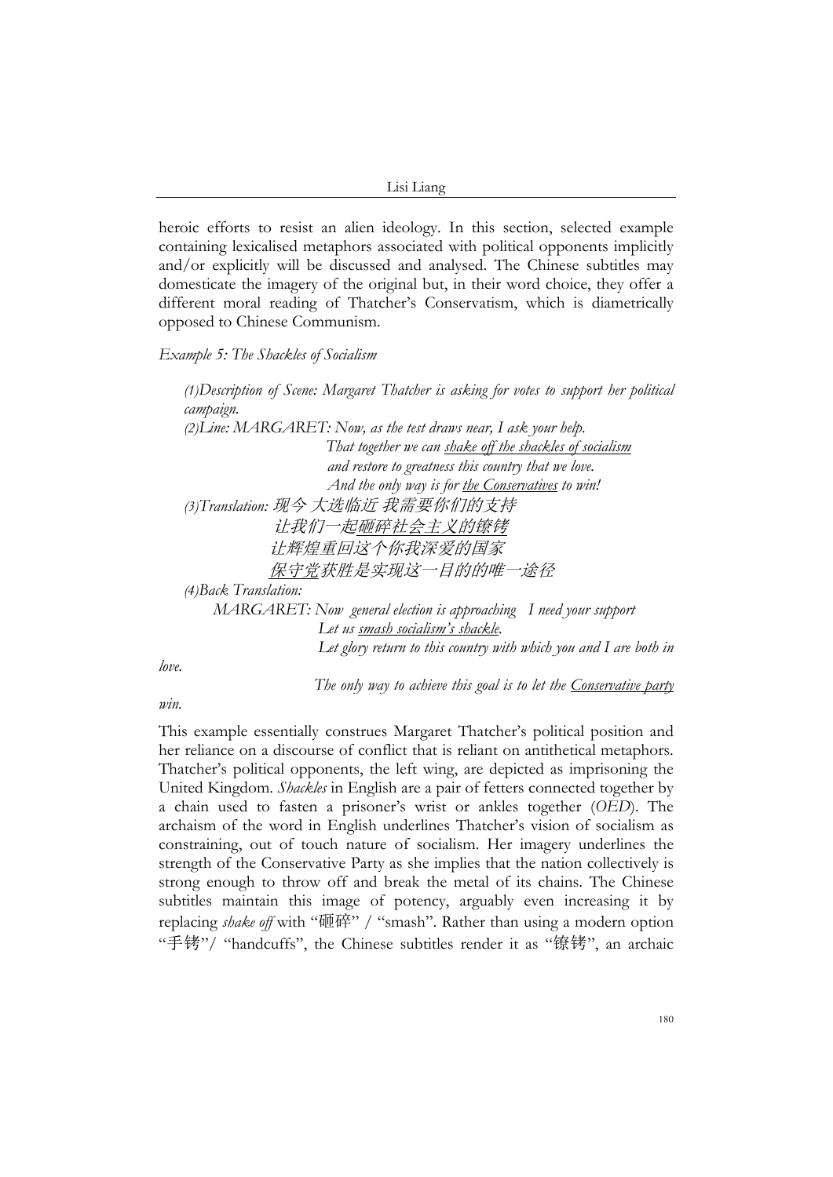heroic efforts to resist an alien ideology. In this section, selected example containing lexicalised metaphors associated with political opponents implicitly and/or explicitly will be discussed and analysed. The Chinese subtitles may domesticate the imagery of the original but, in their word choice, they offer a different moral reading of Thatcher's Conservatism, which is diametrically opposed to Chinese Communism.

*Example 5: The Shackles of Socialism*

> *(1)Description of Scene: Margaret Thatcher is asking for votes to support her political campaign.*
>
> *(2)Line: MARGARET: Now, as the test draws near, I ask your help.*
> *That together we can <u>shake off the shackles of socialism</u>*
> *and restore to greatness this country that we love.*
> *And the only way is for <u>the Conservatives</u> to win!*
>
> *(3)Translation: 现今 大选临近 我需要你们的支持*
> *让我们一起<u>砸碎社会主义的镣铐</u>*
> *让辉煌重回这个你我深爱的国家*
> *<u>保守党</u>获胜是实现这一目的的唯一途径*
>
> *(4)Back Translation:*
> *MARGARET: Now general election is approaching I need your support*
> *Let us <u>smash socialism's shackle</u>.*
> *Let glory return to this country with which you and I are both in love.*
> *The only way to achieve this goal is to let the <u>Conservative party</u> win.*

This example essentially construes Margaret Thatcher's political position and her reliance on a discourse of conflict that is reliant on antithetical metaphors. Thatcher's political opponents, the left wing, are depicted as imprisoning the United Kingdom. *Shackles* in English are a pair of fetters connected together by a chain used to fasten a prisoner's wrist or ankles together (*OED*). The archaism of the word in English underlines Thatcher's vision of socialism as constraining, out of touch nature of socialism. Her imagery underlines the strength of the Conservative Party as she implies that the nation collectively is strong enough to throw off and break the metal of its chains. The Chinese subtitles maintain this image of potency, arguably even increasing it by replacing *shake off* with "砸碎" / "smash". Rather than using a modern option "手铐"/ "handcuffs", the Chinese subtitles render it as "镣铐", an archaic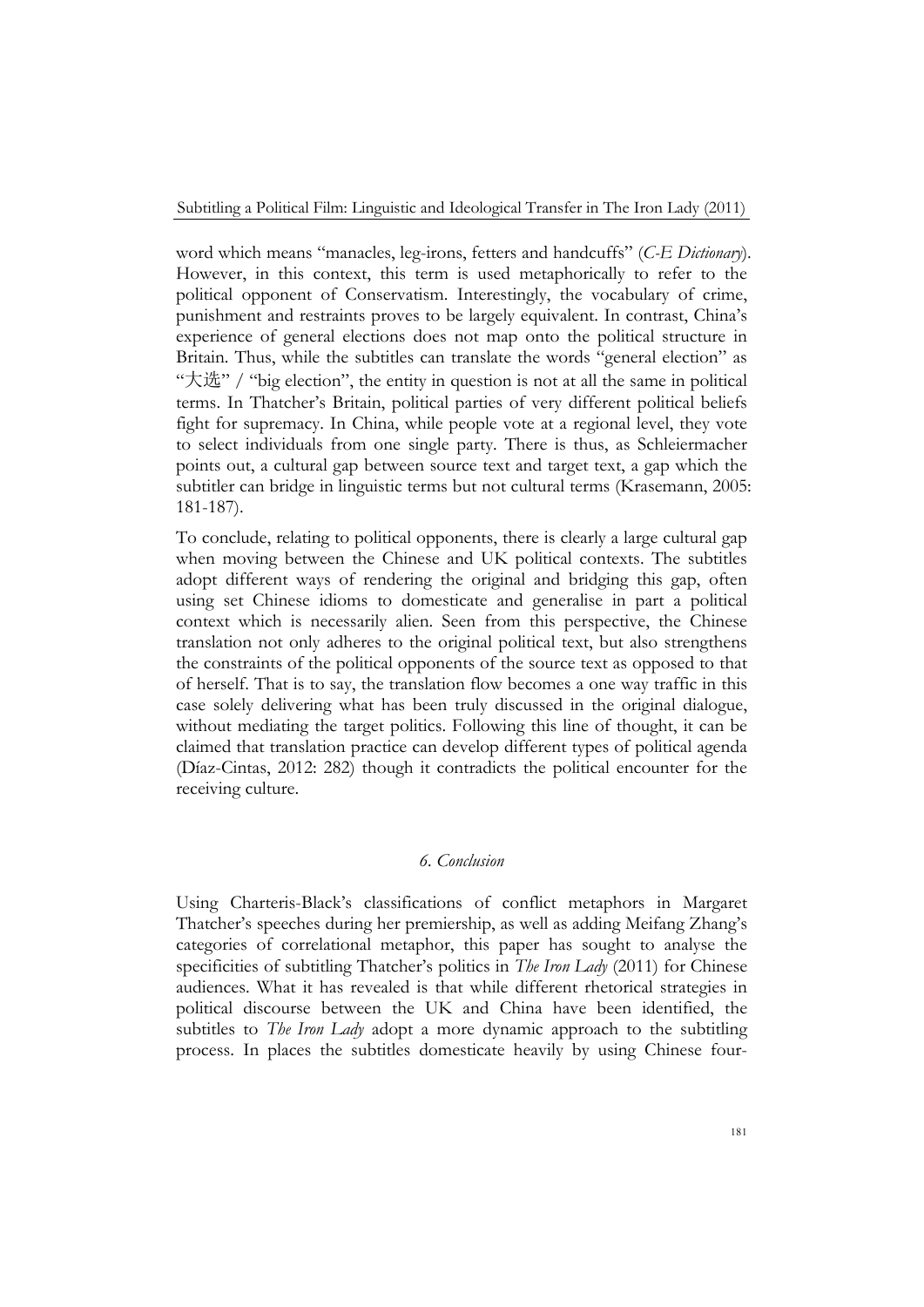word which means "manacles, leg-irons, fetters and handcuffs" (*C-E Dictionary*). However, in this context, this term is used metaphorically to refer to the political opponent of Conservatism. Interestingly, the vocabulary of crime, punishment and restraints proves to be largely equivalent. In contrast, China's experience of general elections does not map onto the political structure in Britain. Thus, while the subtitles can translate the words "general election" as "大选" / "big election", the entity in question is not at all the same in political terms. In Thatcher's Britain, political parties of very different political beliefs fight for supremacy. In China, while people vote at a regional level, they vote to select individuals from one single party. There is thus, as Schleiermacher points out, a cultural gap between source text and target text, a gap which the subtitler can bridge in linguistic terms but not cultural terms (Krasemann, 2005: 181-187).

To conclude, relating to political opponents, there is clearly a large cultural gap when moving between the Chinese and UK political contexts. The subtitles adopt different ways of rendering the original and bridging this gap, often using set Chinese idioms to domesticate and generalise in part a political context which is necessarily alien. Seen from this perspective, the Chinese translation not only adheres to the original political text, but also strengthens the constraints of the political opponents of the source text as opposed to that of herself. That is to say, the translation flow becomes a one way traffic in this case solely delivering what has been truly discussed in the original dialogue, without mediating the target politics. Following this line of thought, it can be claimed that translation practice can develop different types of political agenda (Díaz-Cintas, 2012: 282) though it contradicts the political encounter for the receiving culture.

## *6. Conclusion*

Using Charteris-Black's classifications of conflict metaphors in Margaret Thatcher's speeches during her premiership, as well as adding Meifang Zhang's categories of correlational metaphor, this paper has sought to analyse the specificities of subtitling Thatcher's politics in *The Iron Lady* (2011) for Chinese audiences. What it has revealed is that while different rhetorical strategies in political discourse between the UK and China have been identified, the subtitles to *The Iron Lady* adopt a more dynamic approach to the subtitling process. In places the subtitles domesticate heavily by using Chinese four-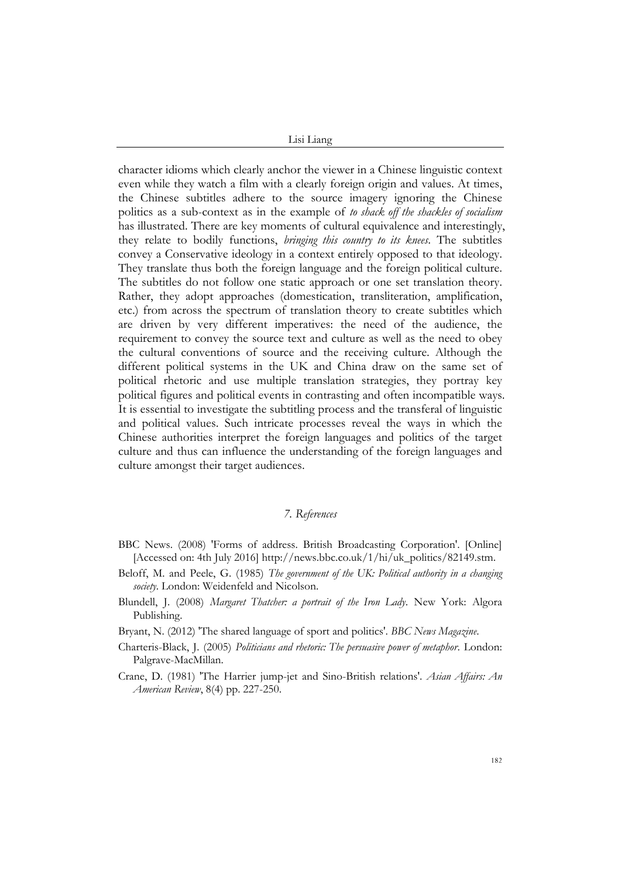character idioms which clearly anchor the viewer in a Chinese linguistic context even while they watch a film with a clearly foreign origin and values. At times, the Chinese subtitles adhere to the source imagery ignoring the Chinese politics as a sub-context as in the example of *to shack off the shackles of socialism* has illustrated. There are key moments of cultural equivalence and interestingly, they relate to bodily functions, *bringing this country to its knees*. The subtitles convey a Conservative ideology in a context entirely opposed to that ideology. They translate thus both the foreign language and the foreign political culture. The subtitles do not follow one static approach or one set translation theory. Rather, they adopt approaches (domestication, transliteration, amplification, etc.) from across the spectrum of translation theory to create subtitles which are driven by very different imperatives: the need of the audience, the requirement to convey the source text and culture as well as the need to obey the cultural conventions of source and the receiving culture. Although the different political systems in the UK and China draw on the same set of political rhetoric and use multiple translation strategies, they portray key political figures and political events in contrasting and often incompatible ways. It is essential to investigate the subtitling process and the transferal of linguistic and political values. Such intricate processes reveal the ways in which the Chinese authorities interpret the foreign languages and politics of the target culture and thus can influence the understanding of the foreign languages and culture amongst their target audiences.

## *7. References*

BBC News. (2008) 'Forms of address. British Broadcasting Corporation'. [Online] [Accessed on: 4th July 2016] http://news.bbc.co.uk/1/hi/uk_politics/82149.stm.

Beloff, M. and Peele, G. (1985) *The government of the UK: Political authority in a changing society*. London: Weidenfeld and Nicolson.

Blundell, J. (2008) *Margaret Thatcher: a portrait of the Iron Lady*. New York: Algora Publishing.

Bryant, N. (2012) 'The shared language of sport and politics'. *BBC News Magazine*.

Charteris-Black, J. (2005) *Politicians and rhetoric: The persuasive power of metaphor*. London: Palgrave-MacMillan.

Crane, D. (1981) 'The Harrier jump-jet and Sino-British relations'. *Asian Affairs: An American Review*, 8(4) pp. 227-250.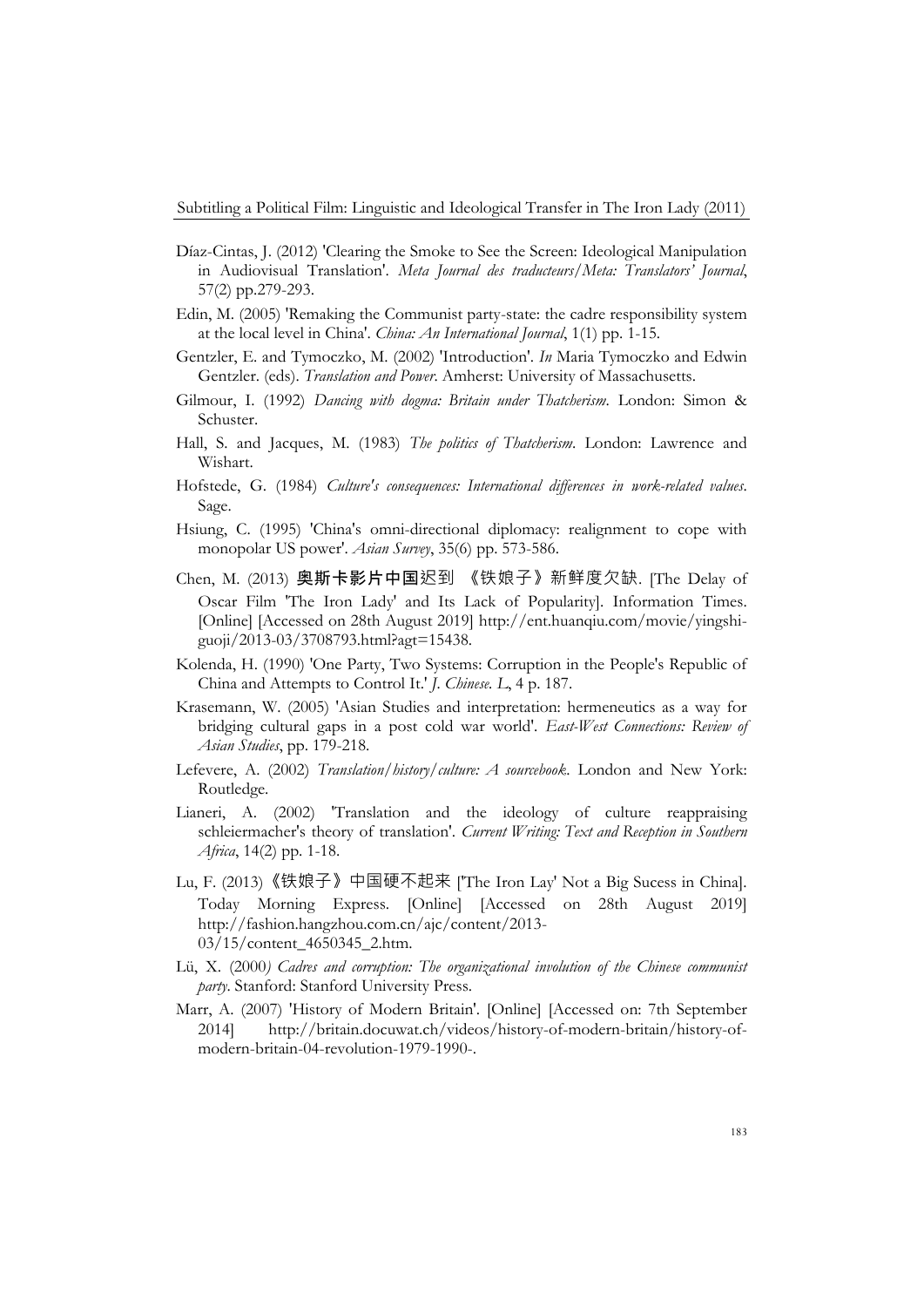Díaz-Cintas, J. (2012) 'Clearing the Smoke to See the Screen: Ideological Manipulation in Audiovisual Translation'. *Meta Journal des traducteurs/Meta: Translators' Journal*, 57(2) pp.279-293.

Edin, M. (2005) 'Remaking the Communist party-state: the cadre responsibility system at the local level in China'. *China: An International Journal*, 1(1) pp. 1-15.

Gentzler, E. and Tymoczko, M. (2002) 'Introduction'. *In* Maria Tymoczko and Edwin Gentzler. (eds). *Translation and Power*. Amherst: University of Massachusetts.

Gilmour, I. (1992) *Dancing with dogma: Britain under Thatcherism*. London: Simon & Schuster.

Hall, S. and Jacques, M. (1983) *The politics of Thatcherism*. London: Lawrence and Wishart.

Hofstede, G. (1984) *Culture's consequences: International differences in work-related values*. Sage.

Hsiung, C. (1995) 'China's omni-directional diplomacy: realignment to cope with monopolar US power'. *Asian Survey*, 35(6) pp. 573-586.

Chen, M. (2013) **奥斯卡影片中国**迟到 《铁娘子》新鲜度欠缺. [The Delay of Oscar Film 'The Iron Lady' and Its Lack of Popularity]. Information Times. [Online] [Accessed on 28th August 2019] http://ent.huanqiu.com/movie/yingshi-guoji/2013-03/3708793.html?agt=15438.

Kolenda, H. (1990) 'One Party, Two Systems: Corruption in the People's Republic of China and Attempts to Control It.' *J. Chinese. L*, 4 p. 187.

Krasemann, W. (2005) 'Asian Studies and interpretation: hermeneutics as a way for bridging cultural gaps in a post cold war world'. *East-West Connections: Review of Asian Studies*, pp. 179-218.

Lefevere, A. (2002) *Translation/history/culture: A sourcebook*. London and New York: Routledge.

Lianeri, A. (2002) 'Translation and the ideology of culture reappraising schleiermacher's theory of translation'. *Current Writing: Text and Reception in Southern Africa*, 14(2) pp. 1-18.

Lu, F. (2013)《铁娘子》中国硬不起来 ['The Iron Lay' Not a Big Sucess in China]. Today Morning Express. [Online] [Accessed on 28th August 2019] http://fashion.hangzhou.com.cn/ajc/content/2013-03/15/content_4650345_2.htm.

Lü, X. (2000*) Cadres and corruption: The organizational involution of the Chinese communist party*. Stanford: Stanford University Press.

Marr, A. (2007) 'History of Modern Britain'. [Online] [Accessed on: 7th September 2014] http://britain.docuwat.ch/videos/history-of-modern-britain/history-of-modern-britain-04-revolution-1979-1990-.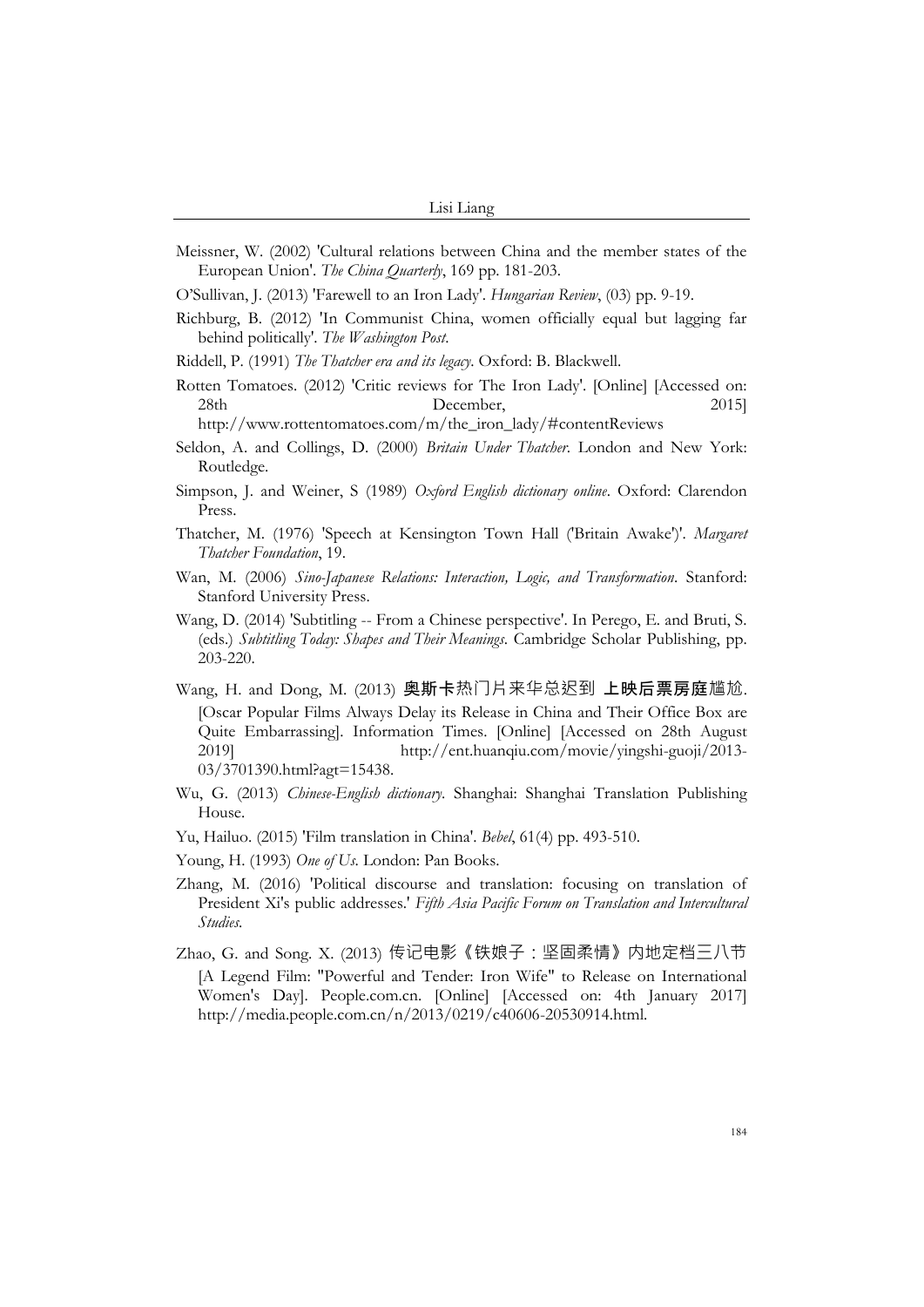Meissner, W. (2002) 'Cultural relations between China and the member states of the European Union'. *The China Quarterly*, 169 pp. 181-203.

O'Sullivan, J. (2013) 'Farewell to an Iron Lady'. *Hungarian Review*, (03) pp. 9-19.

Richburg, B. (2012) 'In Communist China, women officially equal but lagging far behind politically'. *The Washington Post*.

Riddell, P. (1991) *The Thatcher era and its legacy*. Oxford: B. Blackwell.

Rotten Tomatoes. (2012) 'Critic reviews for The Iron Lady'. [Online] [Accessed on: 28th December, 2015] http://www.rottentomatoes.com/m/the_iron_lady/#contentReviews

Seldon, A. and Collings, D. (2000) *Britain Under Thatcher*. London and New York: Routledge.

Simpson, J. and Weiner, S (1989) *Oxford English dictionary online*. Oxford: Clarendon Press.

Thatcher, M. (1976) 'Speech at Kensington Town Hall ('Britain Awake')'. *Margaret Thatcher Foundation*, 19.

Wan, M. (2006) *Sino-Japanese Relations: Interaction, Logic, and Transformation*. Stanford: Stanford University Press.

Wang, D. (2014) 'Subtitling -- From a Chinese perspective'. In Perego, E. and Bruti, S. (eds.) *Subtitling Today: Shapes and Their Meanings*. Cambridge Scholar Publishing, pp. 203-220.

Wang, H. and Dong, M. (2013) **奥斯卡**热门片来华总迟到 **上映后票房庭**尴尬. [Oscar Popular Films Always Delay its Release in China and Their Office Box are Quite Embarrassing]. Information Times. [Online] [Accessed on 28th August 2019] http://ent.huanqiu.com/movie/yingshi-guoji/2013-03/3701390.html?agt=15438.

Wu, G. (2013) *Chinese-English dictionary*. Shanghai: Shanghai Translation Publishing House.

Yu, Hailuo. (2015) 'Film translation in China'. *Bebel*, 61(4) pp. 493-510.

Young, H. (1993) *One of Us*. London: Pan Books.

Zhang, M. (2016) 'Political discourse and translation: focusing on translation of President Xi's public addresses.' *Fifth Asia Pacific Forum on Translation and Intercultural Studies*.

Zhao, G. and Song. X. (2013) 传记电影《铁娘子：坚固柔情》内地定档三八节 [A Legend Film: "Powerful and Tender: Iron Wife" to Release on International Women's Day]. People.com.cn. [Online] [Accessed on: 4th January 2017] http://media.people.com.cn/n/2013/0219/c40606-20530914.html.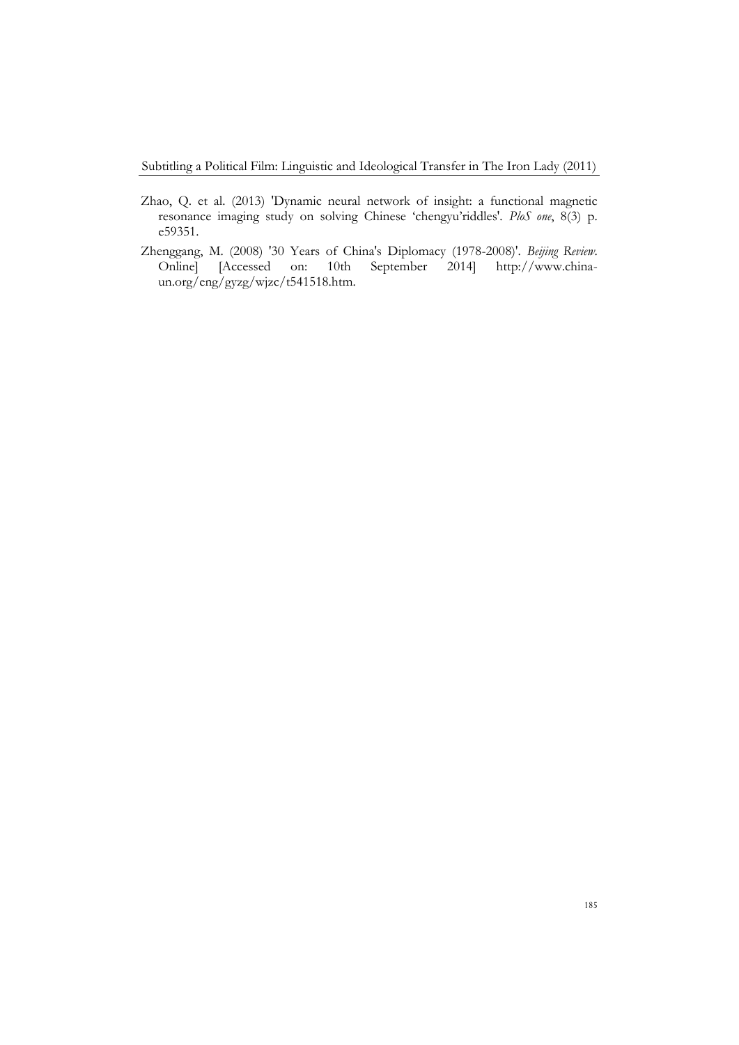Zhao, Q. et al. (2013) 'Dynamic neural network of insight: a functional magnetic resonance imaging study on solving Chinese 'chengyu'riddles'. *PloS one*, 8(3) p. e59351.

Zhenggang, M. (2008) '30 Years of China's Diplomacy (1978-2008)'. *Beijing Review*. Online] [Accessed on: 10th September 2014] http://www.china-un.org/eng/gyzg/wjzc/t541518.htm.